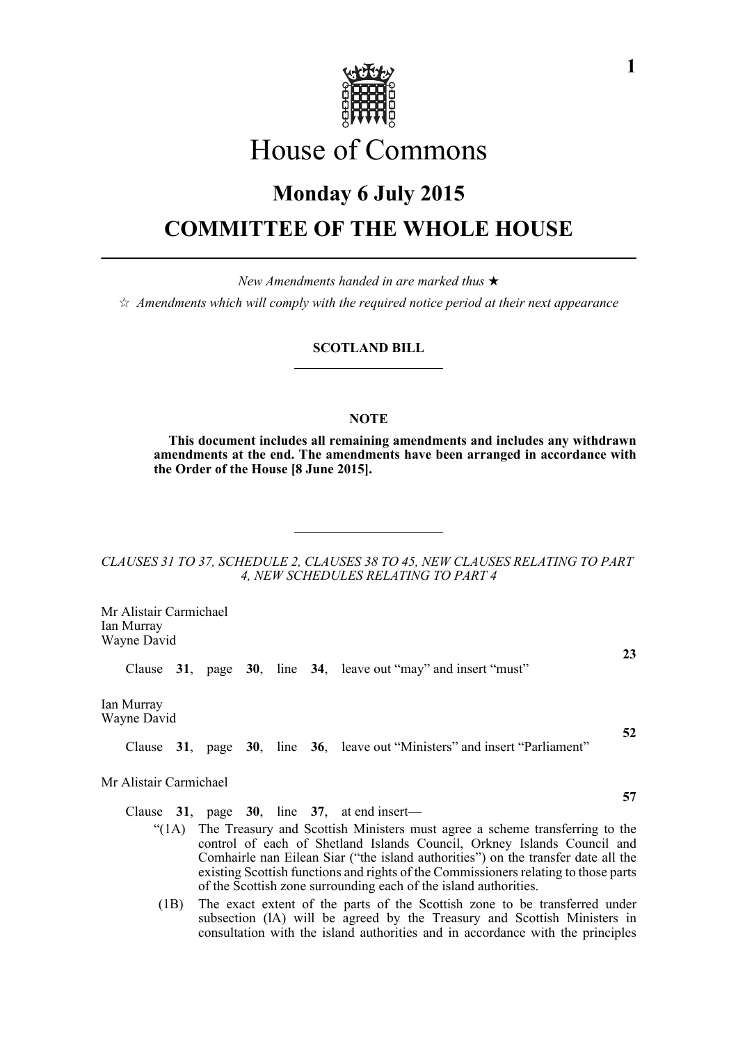# House of Commons

## Monday 6 July 2015

## COMMITTEE OF THE WHOLE HOUSE

*New Amendments handed in are marked thus* ★

☆ *Amendments which will comply with the required notice period at their next appearance*

**SCOTLAND BILL**

---

**NOTE**

**This document includes all remaining amendments and includes any withdrawn amendments at the end. The amendments have been arranged in accordance with the Order of the House [8 June 2015].**

---

*CLAUSES 31 TO 37, SCHEDULE 2, CLAUSES 38 TO 45, NEW CLAUSES RELATING TO PART 4, NEW SCHEDULES RELATING TO PART 4*

Mr Alistair Carmichael
Ian Murray
Wayne David

**23**

Clause **31**, page **30**, line **34**, leave out "may" and insert "must"

Ian Murray
Wayne David

**52**

Clause **31**, page **30**, line **36**, leave out "Ministers" and insert "Parliament"

Mr Alistair Carmichael

**57**

Clause **31**, page **30**, line **37**, at end insert—

"(1A) The Treasury and Scottish Ministers must agree a scheme transferring to the control of each of Shetland Islands Council, Orkney Islands Council and Comhairle nan Eilean Siar ("the island authorities") on the transfer date all the existing Scottish functions and rights of the Commissioners relating to those parts of the Scottish zone surrounding each of the island authorities.

(1B) The exact extent of the parts of the Scottish zone to be transferred under subsection (lA) will be agreed by the Treasury and Scottish Ministers in consultation with the island authorities and in accordance with the principles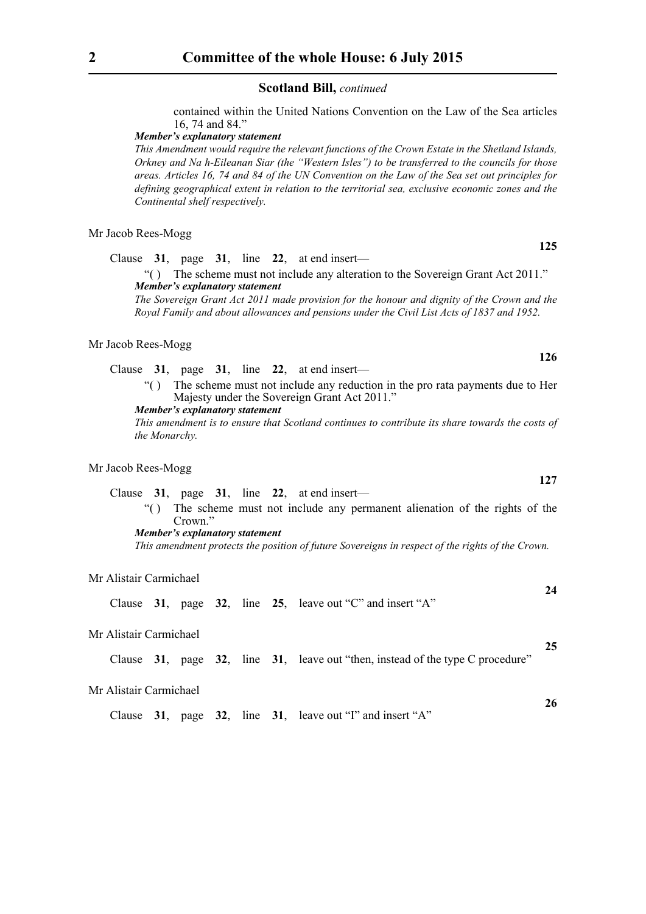**Scotland Bill,** *continued*

contained within the United Nations Convention on the Law of the Sea articles 16, 74 and 84."

***Member's explanatory statement***

*This Amendment would require the relevant functions of the Crown Estate in the Shetland Islands, Orkney and Na h-Eileanan Siar (the "Western Isles") to be transferred to the councils for those areas. Articles 16, 74 and 84 of the UN Convention on the Law of the Sea set out principles for defining geographical extent in relation to the territorial sea, exclusive economic zones and the Continental shelf respectively.*

Mr Jacob Rees-Mogg

**125**

Clause **31**, page **31**, line **22**, at end insert—

"( ) The scheme must not include any alteration to the Sovereign Grant Act 2011."

***Member's explanatory statement***

*The Sovereign Grant Act 2011 made provision for the honour and dignity of the Crown and the Royal Family and about allowances and pensions under the Civil List Acts of 1837 and 1952.*

Mr Jacob Rees-Mogg

**126**

Clause **31**, page **31**, line **22**, at end insert—

"( ) The scheme must not include any reduction in the pro rata payments due to Her Majesty under the Sovereign Grant Act 2011."

***Member's explanatory statement***

*This amendment is to ensure that Scotland continues to contribute its share towards the costs of the Monarchy.*

Mr Jacob Rees-Mogg

**127**

Clause **31**, page **31**, line **22**, at end insert—

"( ) The scheme must not include any permanent alienation of the rights of the Crown."

***Member's explanatory statement***

*This amendment protects the position of future Sovereigns in respect of the rights of the Crown.*

Mr Alistair Carmichael

**24**

Clause **31**, page **32**, line **25**, leave out "C" and insert "A"

Mr Alistair Carmichael

**25**

Clause **31**, page **32**, line **31**, leave out "then, instead of the type C procedure"

Mr Alistair Carmichael

**26**

Clause **31**, page **32**, line **31**, leave out "I" and insert "A"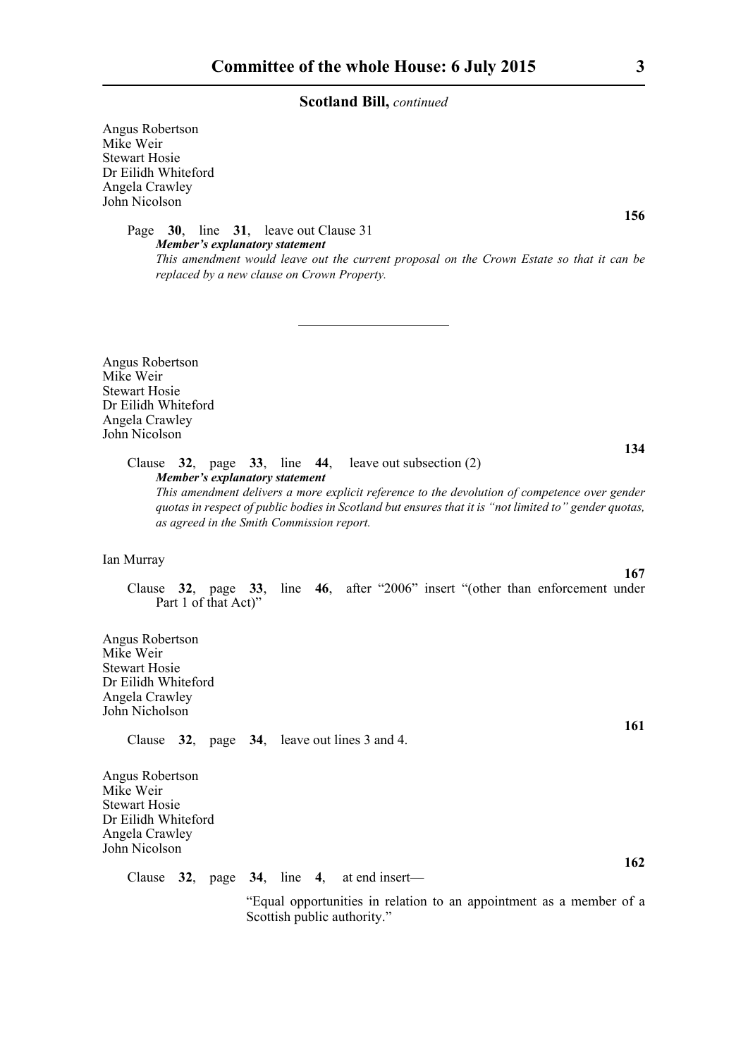**Scotland Bill,** *continued*

Angus Robertson
Mike Weir
Stewart Hosie
Dr Eilidh Whiteford
Angela Crawley
John Nicolson

**156**

Page **30**, line **31**, leave out Clause 31

***Member's explanatory statement***

*This amendment would leave out the current proposal on the Crown Estate so that it can be replaced by a new clause on Crown Property.*

---

Angus Robertson
Mike Weir
Stewart Hosie
Dr Eilidh Whiteford
Angela Crawley
John Nicolson

**134**

Clause **32**, page **33**, line **44**, leave out subsection (2)

***Member's explanatory statement***

*This amendment delivers a more explicit reference to the devolution of competence over gender quotas in respect of public bodies in Scotland but ensures that it is "not limited to" gender quotas, as agreed in the Smith Commission report.*

Ian Murray

**167**

Clause **32**, page **33**, line **46**, after "2006" insert "(other than enforcement under Part 1 of that Act)"

Angus Robertson
Mike Weir
Stewart Hosie
Dr Eilidh Whiteford
Angela Crawley
John Nicholson

**161**

Clause **32**, page **34**, leave out lines 3 and 4.

Angus Robertson
Mike Weir
Stewart Hosie
Dr Eilidh Whiteford
Angela Crawley
John Nicolson

**162**

Clause **32**, page **34**, line **4**, at end insert—

"Equal opportunities in relation to an appointment as a member of a Scottish public authority."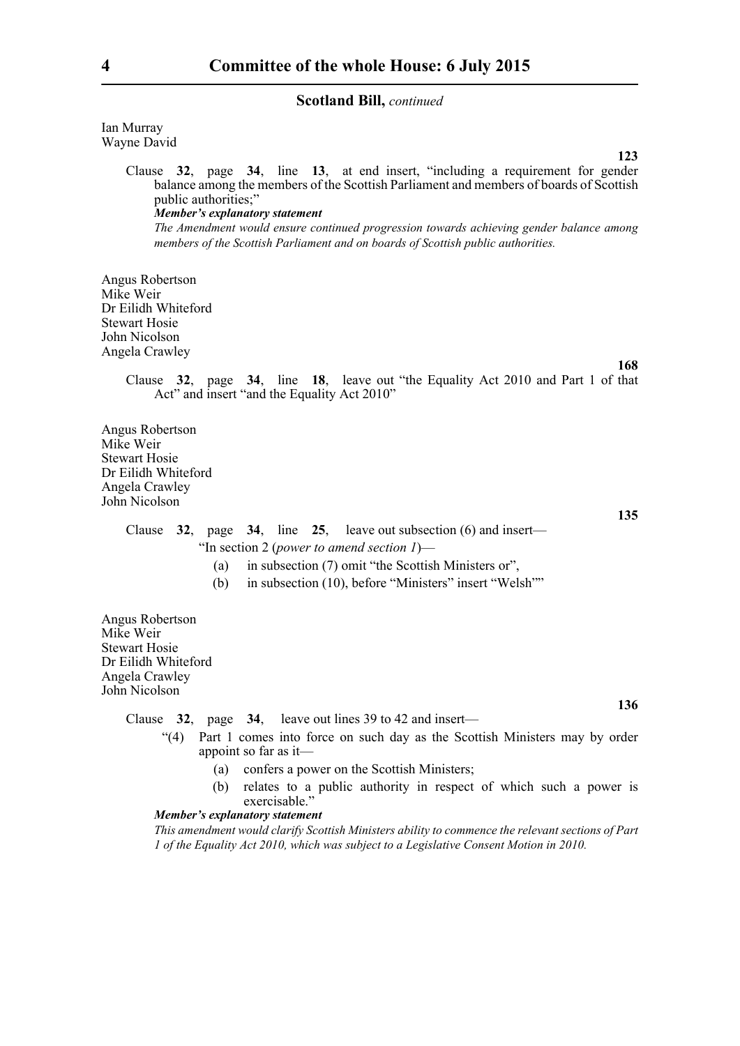**Scotland Bill,** *continued*

Ian Murray
Wayne David

**123**

Clause **32**, page **34**, line **13**, at end insert, "including a requirement for gender balance among the members of the Scottish Parliament and members of boards of Scottish public authorities;"

***Member's explanatory statement***

*The Amendment would ensure continued progression towards achieving gender balance among members of the Scottish Parliament and on boards of Scottish public authorities.*

Angus Robertson
Mike Weir
Dr Eilidh Whiteford
Stewart Hosie
John Nicolson
Angela Crawley

**168**

Clause **32**, page **34**, line **18**, leave out "the Equality Act 2010 and Part 1 of that Act" and insert "and the Equality Act 2010"

Angus Robertson
Mike Weir
Stewart Hosie
Dr Eilidh Whiteford
Angela Crawley
John Nicolson

**135**

Clause **32**, page **34**, line **25**, leave out subsection (6) and insert—

"In section 2 (*power to amend section 1*)—

(a) in subsection (7) omit "the Scottish Ministers or",

(b) in subsection (10), before "Ministers" insert "Welsh""

Angus Robertson
Mike Weir
Stewart Hosie
Dr Eilidh Whiteford
Angela Crawley
John Nicolson

**136**

Clause **32**, page **34**, leave out lines 39 to 42 and insert—

"(4) Part 1 comes into force on such day as the Scottish Ministers may by order appoint so far as it—

(a) confers a power on the Scottish Ministers;

(b) relates to a public authority in respect of which such a power is exercisable."

***Member's explanatory statement***

*This amendment would clarify Scottish Ministers ability to commence the relevant sections of Part 1 of the Equality Act 2010, which was subject to a Legislative Consent Motion in 2010.*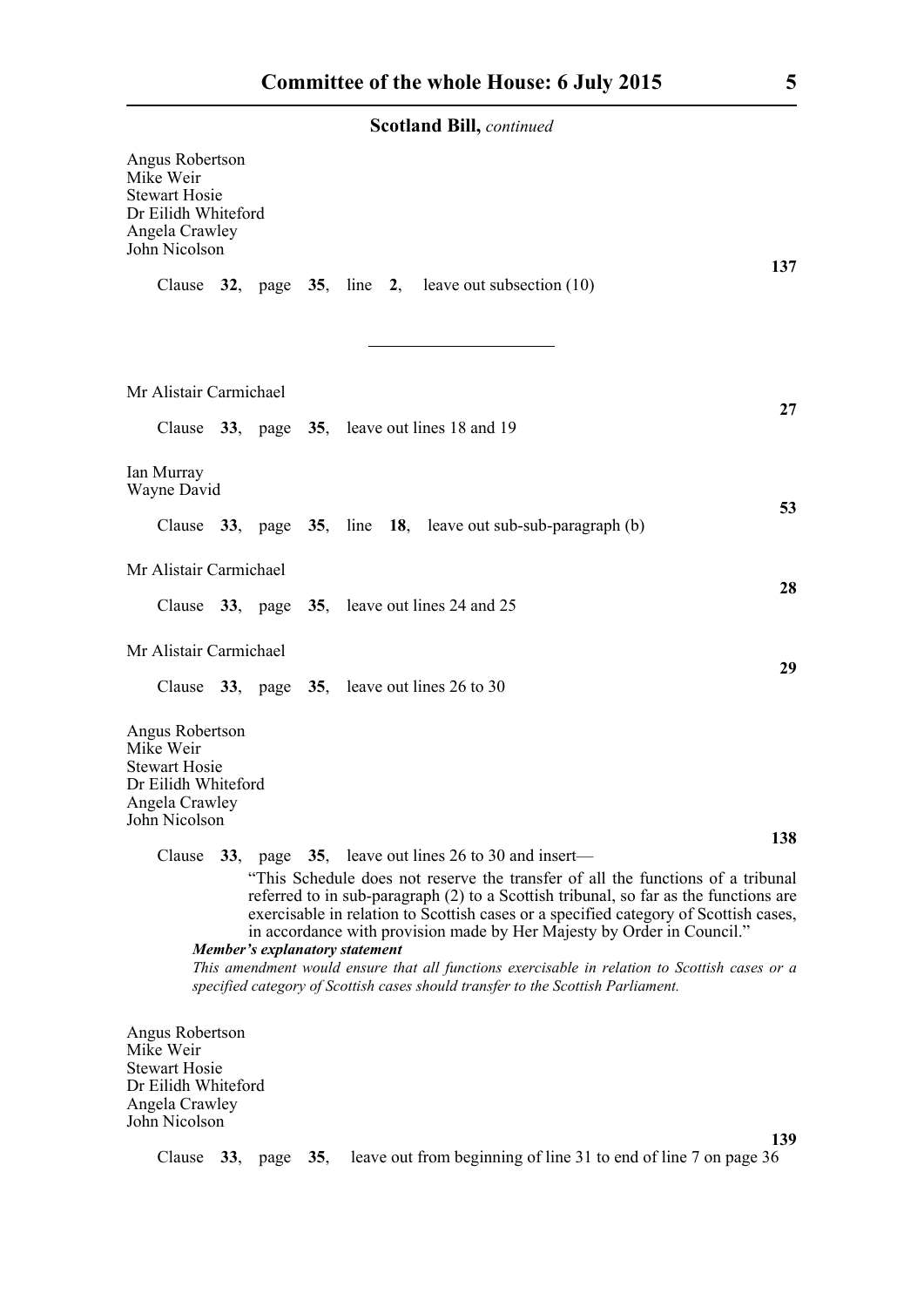**Scotland Bill,** *continued*

Angus Robertson
Mike Weir
Stewart Hosie
Dr Eilidh Whiteford
Angela Crawley
John Nicolson

**137**

Clause **32**, page **35**, line **2**, leave out subsection (10)

---

Mr Alistair Carmichael

**27**

Clause **33**, page **35**, leave out lines 18 and 19

Ian Murray
Wayne David

**53**

Clause **33**, page **35**, line **18**, leave out sub-sub-paragraph (b)

Mr Alistair Carmichael

**28**

Clause **33**, page **35**, leave out lines 24 and 25

Mr Alistair Carmichael

**29**

Clause **33**, page **35**, leave out lines 26 to 30

Angus Robertson
Mike Weir
Stewart Hosie
Dr Eilidh Whiteford
Angela Crawley
John Nicolson

**138**

Clause **33**, page **35**, leave out lines 26 to 30 and insert—

"This Schedule does not reserve the transfer of all the functions of a tribunal referred to in sub-paragraph (2) to a Scottish tribunal, so far as the functions are exercisable in relation to Scottish cases or a specified category of Scottish cases, in accordance with provision made by Her Majesty by Order in Council."

***Member's explanatory statement***

*This amendment would ensure that all functions exercisable in relation to Scottish cases or a specified category of Scottish cases should transfer to the Scottish Parliament.*

Angus Robertson
Mike Weir
Stewart Hosie
Dr Eilidh Whiteford
Angela Crawley
John Nicolson

**139**

Clause **33**, page **35**, leave out from beginning of line 31 to end of line 7 on page 36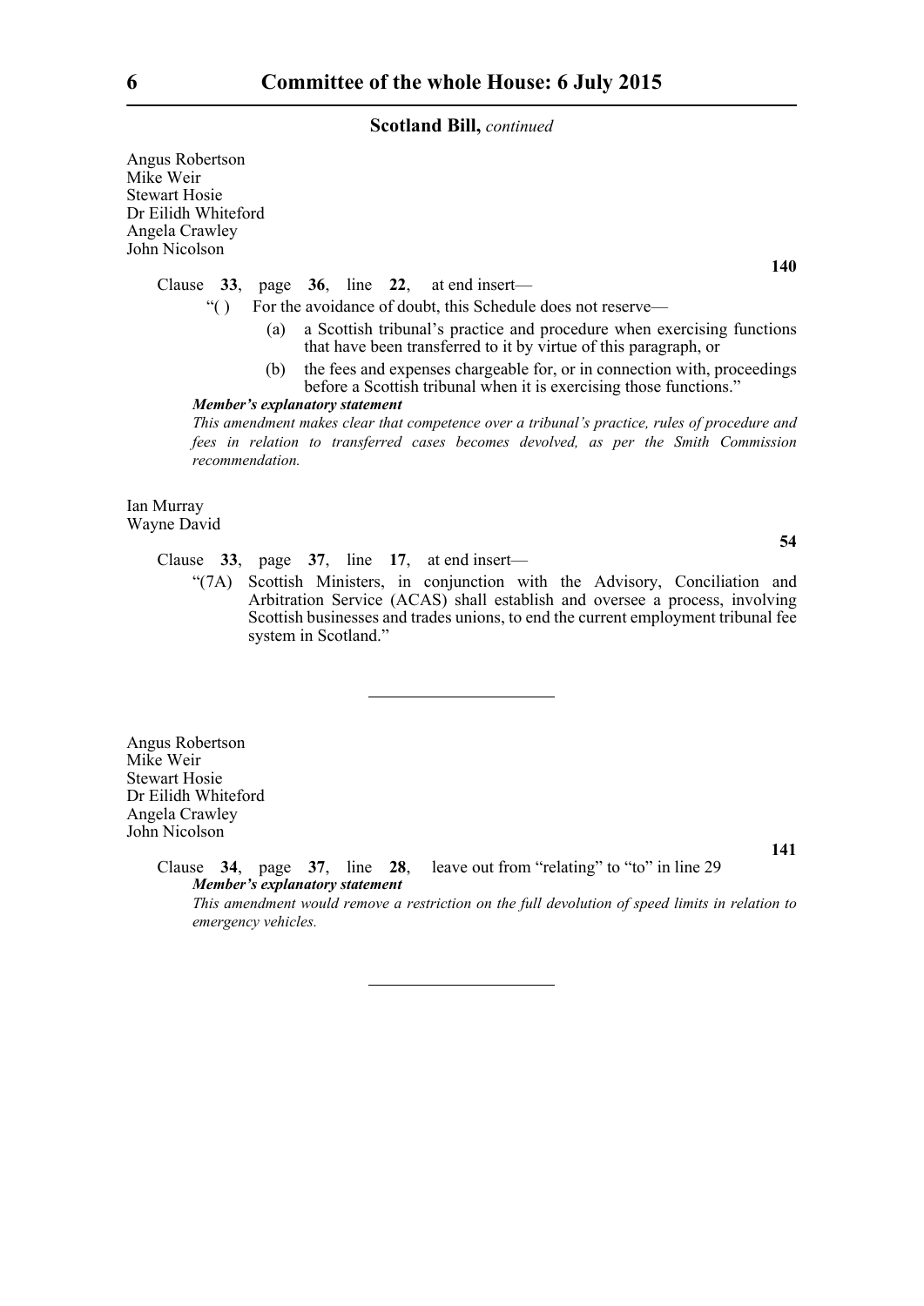**Scotland Bill,** *continued*

Angus Robertson
Mike Weir
Stewart Hosie
Dr Eilidh Whiteford
Angela Crawley
John Nicolson

**140**

Clause **33**, page **36**, line **22**, at end insert—

"( ) For the avoidance of doubt, this Schedule does not reserve—

(a) a Scottish tribunal's practice and procedure when exercising functions that have been transferred to it by virtue of this paragraph, or

(b) the fees and expenses chargeable for, or in connection with, proceedings before a Scottish tribunal when it is exercising those functions."

***Member's explanatory statement***

*This amendment makes clear that competence over a tribunal's practice, rules of procedure and fees in relation to transferred cases becomes devolved, as per the Smith Commission recommendation.*

Ian Murray
Wayne David

**54**

Clause **33**, page **37**, line **17**, at end insert—

"(7A) Scottish Ministers, in conjunction with the Advisory, Conciliation and Arbitration Service (ACAS) shall establish and oversee a process, involving Scottish businesses and trades unions, to end the current employment tribunal fee system in Scotland."

---

Angus Robertson
Mike Weir
Stewart Hosie
Dr Eilidh Whiteford
Angela Crawley
John Nicolson

**141**

Clause **34**, page **37**, line **28**, leave out from "relating" to "to" in line 29

***Member's explanatory statement***

*This amendment would remove a restriction on the full devolution of speed limits in relation to emergency vehicles.*

---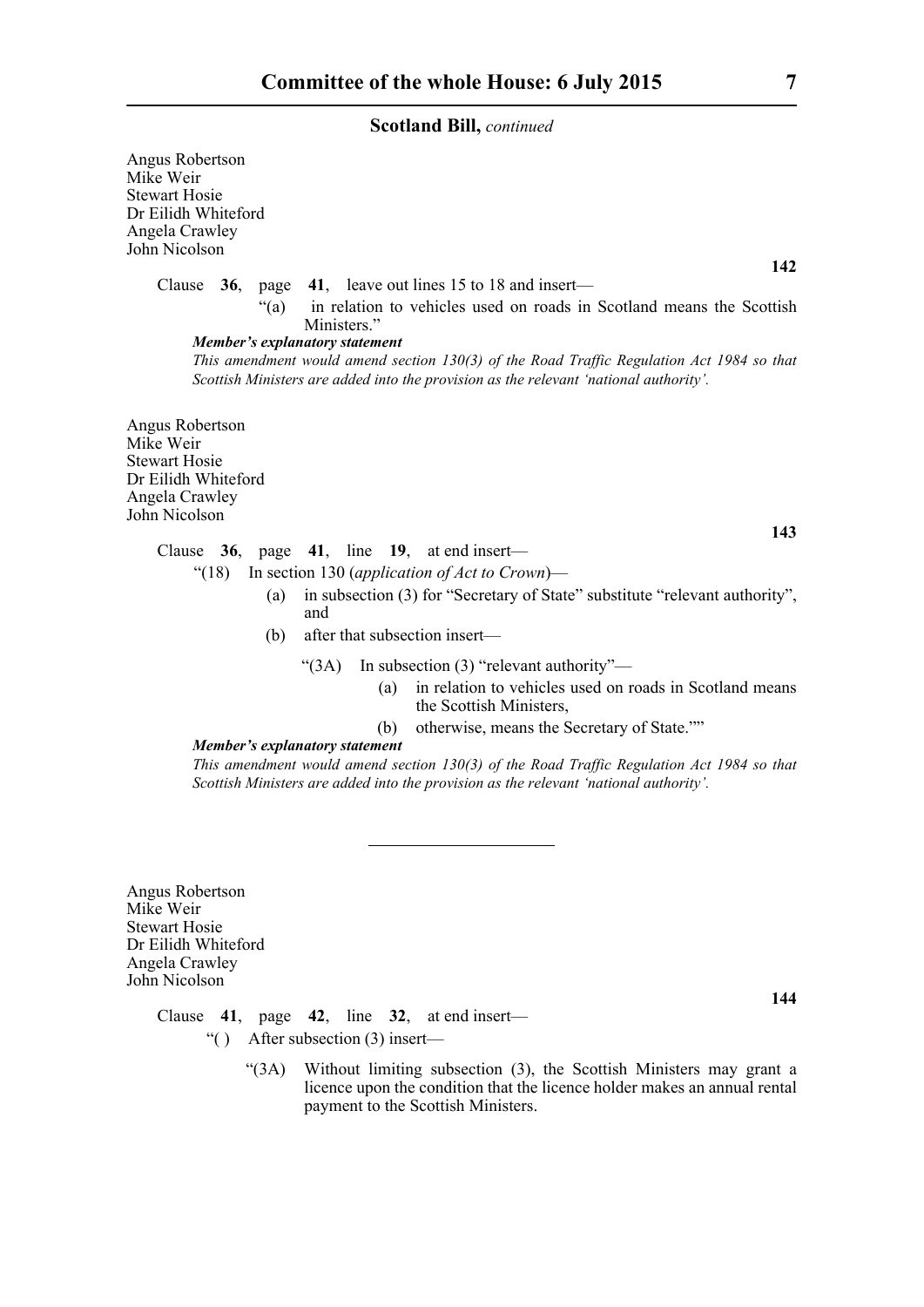**Scotland Bill,** *continued*

Angus Robertson
Mike Weir
Stewart Hosie
Dr Eilidh Whiteford
Angela Crawley
John Nicolson

**142**

Clause **36**, page **41**, leave out lines 15 to 18 and insert—

"(a) in relation to vehicles used on roads in Scotland means the Scottish Ministers."

***Member's explanatory statement***

*This amendment would amend section 130(3) of the Road Traffic Regulation Act 1984 so that Scottish Ministers are added into the provision as the relevant 'national authority'.*

Angus Robertson
Mike Weir
Stewart Hosie
Dr Eilidh Whiteford
Angela Crawley
John Nicolson

**143**

Clause **36**, page **41**, line **19**, at end insert—

"(18) In section 130 (*application of Act to Crown*)—

(a) in subsection (3) for "Secretary of State" substitute "relevant authority", and

(b) after that subsection insert—

"(3A) In subsection (3) "relevant authority"—

(a) in relation to vehicles used on roads in Scotland means the Scottish Ministers,

(b) otherwise, means the Secretary of State.""

***Member's explanatory statement***

*This amendment would amend section 130(3) of the Road Traffic Regulation Act 1984 so that Scottish Ministers are added into the provision as the relevant 'national authority'.*

---

Angus Robertson
Mike Weir
Stewart Hosie
Dr Eilidh Whiteford
Angela Crawley
John Nicolson

**144**

Clause **41**, page **42**, line **32**, at end insert—

"( ) After subsection (3) insert—

"(3A) Without limiting subsection (3), the Scottish Ministers may grant a licence upon the condition that the licence holder makes an annual rental payment to the Scottish Ministers.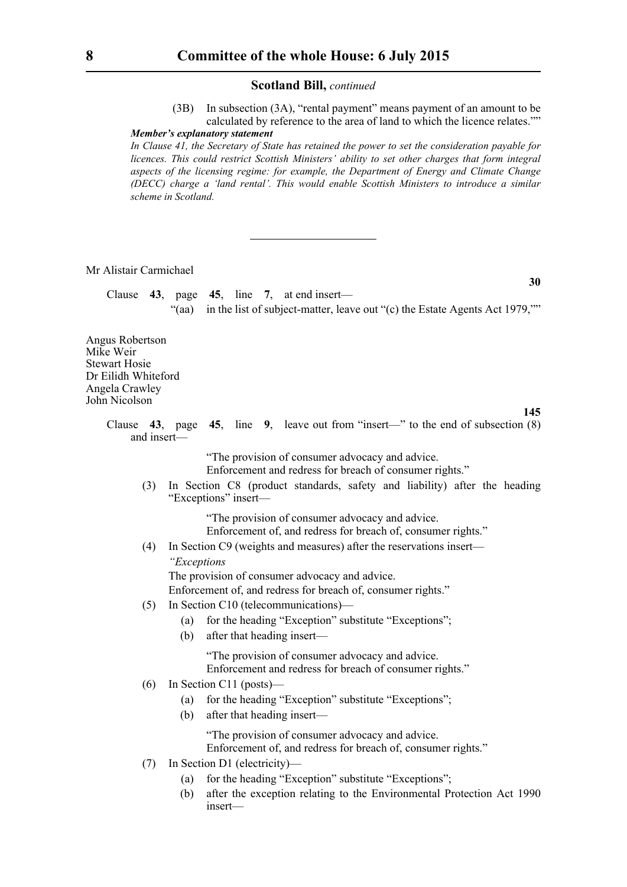**Scotland Bill,** *continued*

(3B) In subsection (3A), "rental payment" means payment of an amount to be calculated by reference to the area of land to which the licence relates.""

***Member's explanatory statement***

*In Clause 41, the Secretary of State has retained the power to set the consideration payable for licences. This could restrict Scottish Ministers' ability to set other charges that form integral aspects of the licensing regime: for example, the Department of Energy and Climate Change (DECC) charge a 'land rental'. This would enable Scottish Ministers to introduce a similar scheme in Scotland.*

---

Mr Alistair Carmichael

**30**

Clause **43**, page **45**, line **7**, at end insert—

"(aa) in the list of subject-matter, leave out "(c) the Estate Agents Act 1979,""

Angus Robertson
Mike Weir
Stewart Hosie
Dr Eilidh Whiteford
Angela Crawley
John Nicolson

**145**

Clause **43**, page **45**, line **9**, leave out from "insert—" to the end of subsection (8) and insert—

"The provision of consumer advocacy and advice.
Enforcement and redress for breach of consumer rights."

(3) In Section C8 (product standards, safety and liability) after the heading "Exceptions" insert—

"The provision of consumer advocacy and advice.
Enforcement of, and redress for breach of, consumer rights."

(4) In Section C9 (weights and measures) after the reservations insert—

*"Exceptions*

The provision of consumer advocacy and advice.
Enforcement of, and redress for breach of, consumer rights."

(5) In Section C10 (telecommunications)—

(a) for the heading "Exception" substitute "Exceptions";

(b) after that heading insert—

"The provision of consumer advocacy and advice.
Enforcement and redress for breach of consumer rights."

(6) In Section C11 (posts)—

(a) for the heading "Exception" substitute "Exceptions";

(b) after that heading insert—

"The provision of consumer advocacy and advice.
Enforcement of, and redress for breach of, consumer rights."

(7) In Section D1 (electricity)—

(a) for the heading "Exception" substitute "Exceptions";

(b) after the exception relating to the Environmental Protection Act 1990 insert—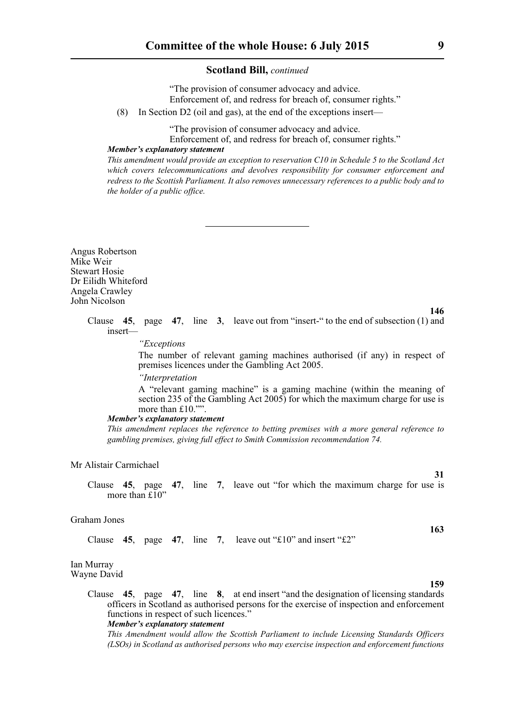**Scotland Bill,** *continued*

"The provision of consumer advocacy and advice.
Enforcement of, and redress for breach of, consumer rights."

(8) In Section D2 (oil and gas), at the end of the exceptions insert—

"The provision of consumer advocacy and advice.
Enforcement of, and redress for breach of, consumer rights."

***Member's explanatory statement***

*This amendment would provide an exception to reservation C10 in Schedule 5 to the Scotland Act which covers telecommunications and devolves responsibility for consumer enforcement and redress to the Scottish Parliament. It also removes unnecessary references to a public body and to the holder of a public office.*

---

Angus Robertson
Mike Weir
Stewart Hosie
Dr Eilidh Whiteford
Angela Crawley
John Nicolson

**146**

Clause **45**, page **47**, line **3**, leave out from "insert-" to the end of subsection (1) and insert—

*"Exceptions*

The number of relevant gaming machines authorised (if any) in respect of premises licences under the Gambling Act 2005.

*"Interpretation*

A "relevant gaming machine" is a gaming machine (within the meaning of section 235 of the Gambling Act 2005) for which the maximum charge for use is more than £10."".

***Member's explanatory statement***

*This amendment replaces the reference to betting premises with a more general reference to gambling premises, giving full effect to Smith Commission recommendation 74.*

Mr Alistair Carmichael

**31**

Clause **45**, page **47**, line **7**, leave out "for which the maximum charge for use is more than £10"

Graham Jones

**163**

Clause **45**, page **47**, line **7**, leave out "£10" and insert "£2"

Ian Murray
Wayne David

**159**

Clause **45**, page **47**, line **8**, at end insert "and the designation of licensing standards officers in Scotland as authorised persons for the exercise of inspection and enforcement functions in respect of such licences."

***Member's explanatory statement***

*This Amendment would allow the Scottish Parliament to include Licensing Standards Officers (LSOs) in Scotland as authorised persons who may exercise inspection and enforcement functions*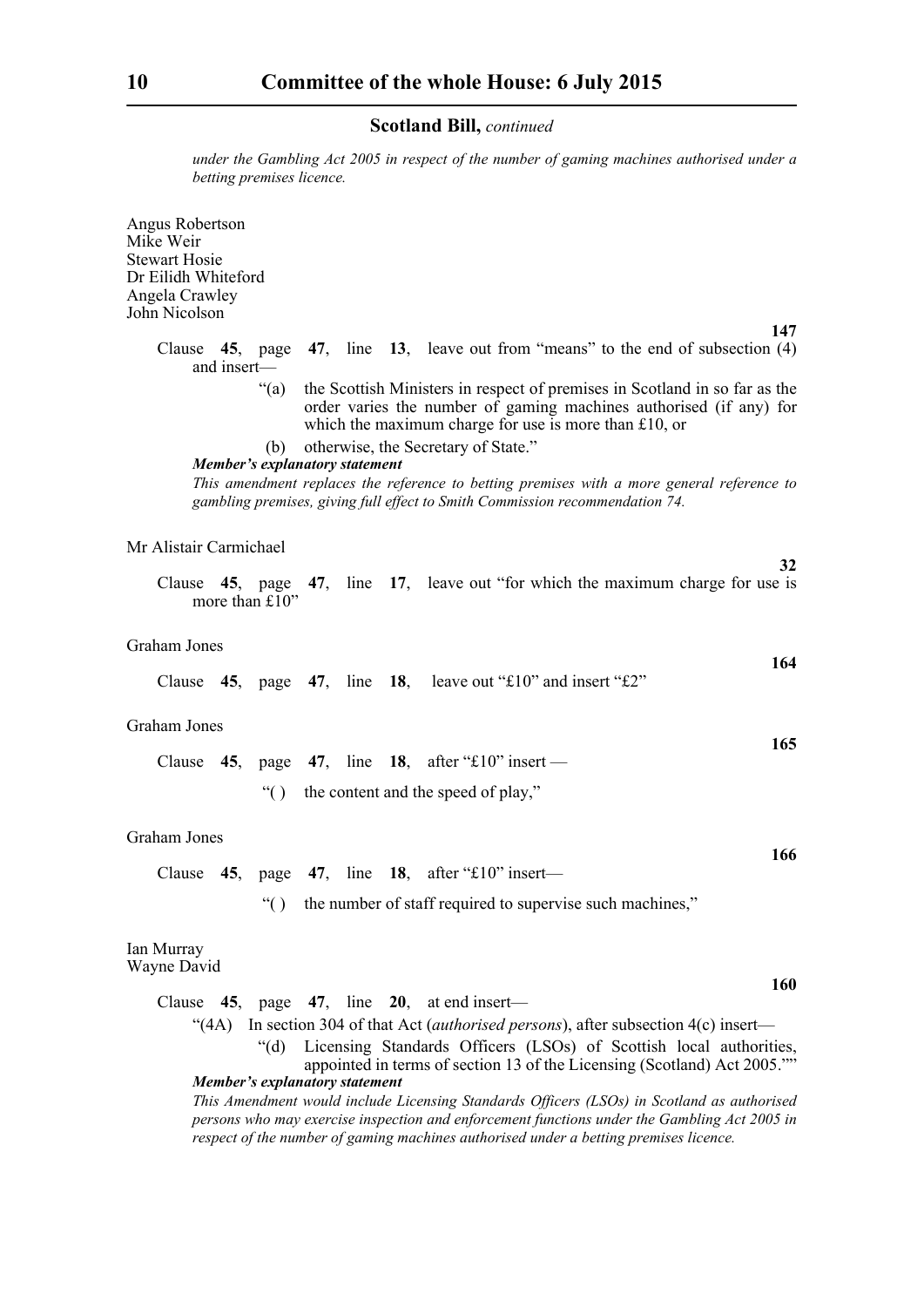*under the Gambling Act 2005 in respect of the number of gaming machines authorised under a betting premises licence.*

Angus Robertson
Mike Weir
Stewart Hosie
Dr Eilidh Whiteford
Angela Crawley
John Nicolson

**147**

Clause **45**, page **47**, line **13**, leave out from "means" to the end of subsection (4) and insert—

"(a) the Scottish Ministers in respect of premises in Scotland in so far as the order varies the number of gaming machines authorised (if any) for which the maximum charge for use is more than £10, or

(b) otherwise, the Secretary of State."

***Member's explanatory statement***

*This amendment replaces the reference to betting premises with a more general reference to gambling premises, giving full effect to Smith Commission recommendation 74.*

Mr Alistair Carmichael

**32**

Clause **45**, page **47**, line **17**, leave out "for which the maximum charge for use is more than £10"

Graham Jones

**164**

Clause **45**, page **47**, line **18**, leave out "£10" and insert "£2"

Graham Jones

**165**

Clause **45**, page **47**, line **18**, after "£10" insert —

"( ) the content and the speed of play,"

Graham Jones

**166**

Clause **45**, page **47**, line **18**, after "£10" insert—

"( ) the number of staff required to supervise such machines,"

Ian Murray
Wayne David

**160**

Clause **45**, page **47**, line **20**, at end insert—

"(4A) In section 304 of that Act (*authorised persons*), after subsection 4(c) insert—

"(d) Licensing Standards Officers (LSOs) of Scottish local authorities, appointed in terms of section 13 of the Licensing (Scotland) Act 2005.""

***Member's explanatory statement***

*This Amendment would include Licensing Standards Officers (LSOs) in Scotland as authorised persons who may exercise inspection and enforcement functions under the Gambling Act 2005 in respect of the number of gaming machines authorised under a betting premises licence.*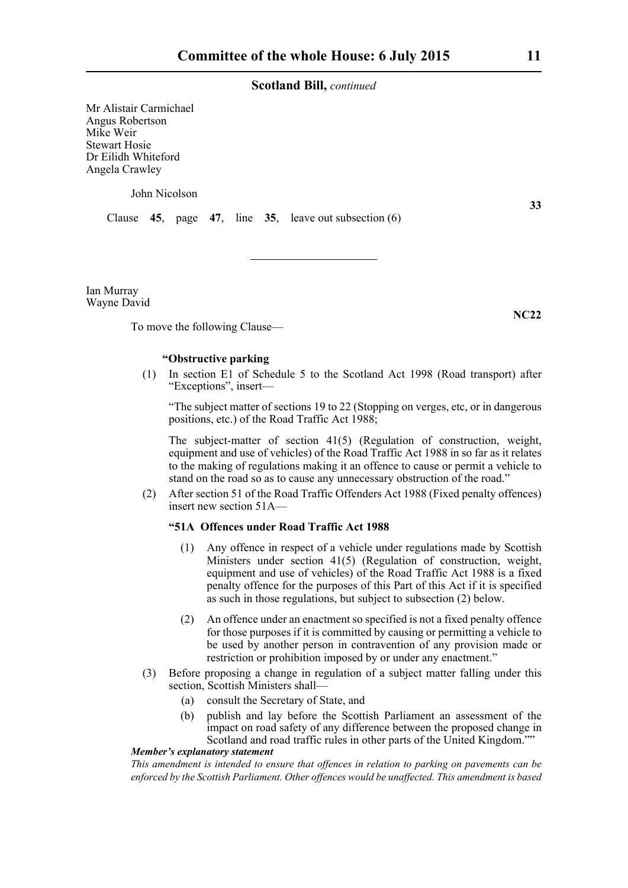**Scotland Bill,** *continued*

Mr Alistair Carmichael
Angus Robertson
Mike Weir
Stewart Hosie
Dr Eilidh Whiteford
Angela Crawley

John Nicolson

**33**

Clause **45**, page **47**, line **35**, leave out subsection (6)

---

Ian Murray
Wayne David

**NC22**

To move the following Clause—

**"Obstructive parking**

(1) In section E1 of Schedule 5 to the Scotland Act 1998 (Road transport) after "Exceptions", insert—

"The subject matter of sections 19 to 22 (Stopping on verges, etc, or in dangerous positions, etc.) of the Road Traffic Act 1988;

The subject-matter of section 41(5) (Regulation of construction, weight, equipment and use of vehicles) of the Road Traffic Act 1988 in so far as it relates to the making of regulations making it an offence to cause or permit a vehicle to stand on the road so as to cause any unnecessary obstruction of the road."

(2) After section 51 of the Road Traffic Offenders Act 1988 (Fixed penalty offences) insert new section 51A—

**"51A Offences under Road Traffic Act 1988**

(1) Any offence in respect of a vehicle under regulations made by Scottish Ministers under section 41(5) (Regulation of construction, weight, equipment and use of vehicles) of the Road Traffic Act 1988 is a fixed penalty offence for the purposes of this Part of this Act if it is specified as such in those regulations, but subject to subsection (2) below.

(2) An offence under an enactment so specified is not a fixed penalty offence for those purposes if it is committed by causing or permitting a vehicle to be used by another person in contravention of any provision made or restriction or prohibition imposed by or under any enactment."

(3) Before proposing a change in regulation of a subject matter falling under this section, Scottish Ministers shall—

(a) consult the Secretary of State, and

(b) publish and lay before the Scottish Parliament an assessment of the impact on road safety of any difference between the proposed change in Scotland and road traffic rules in other parts of the United Kingdom.""

***Member's explanatory statement***

*This amendment is intended to ensure that offences in relation to parking on pavements can be enforced by the Scottish Parliament. Other offences would be unaffected. This amendment is based*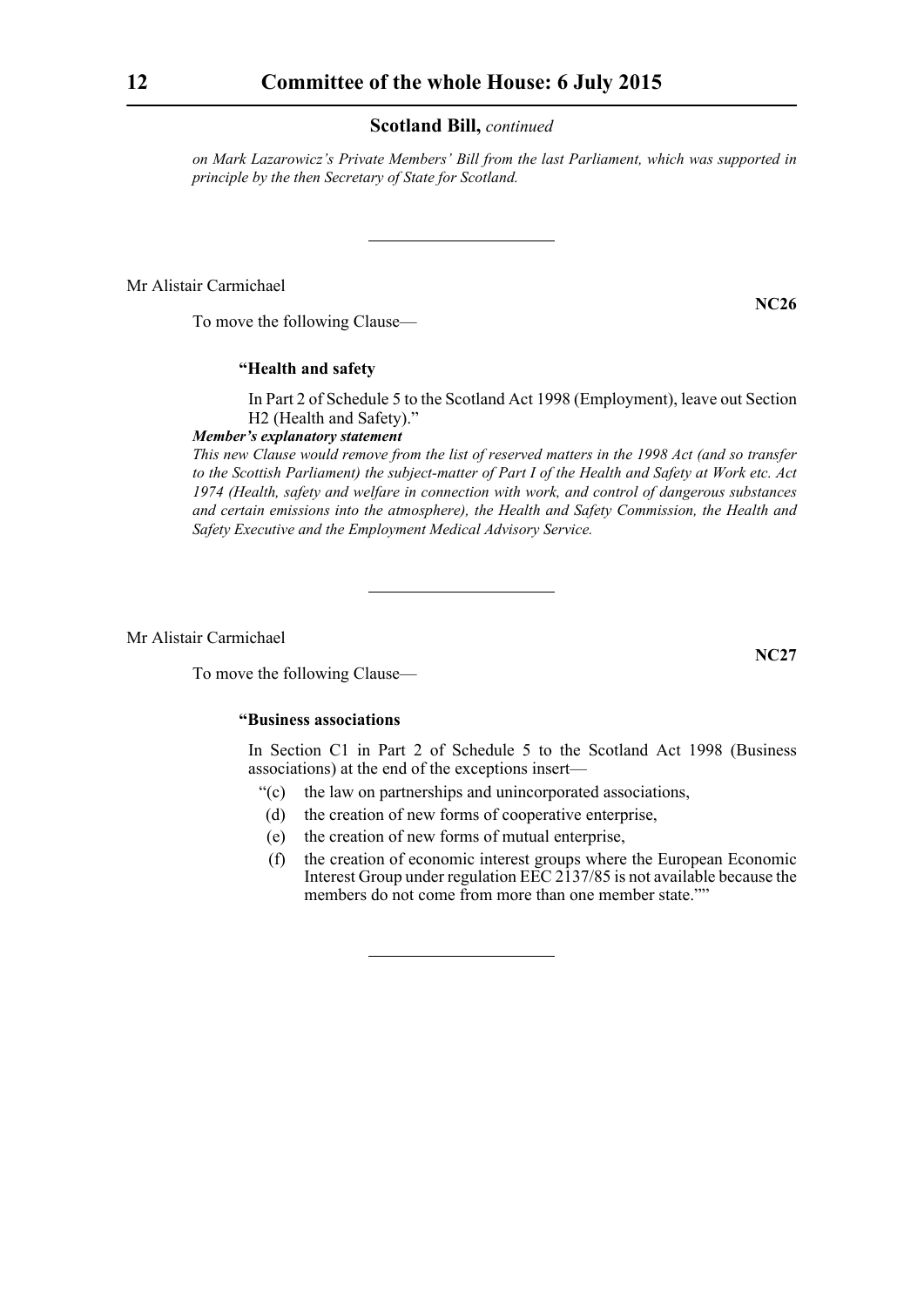*on Mark Lazarowicz's Private Members' Bill from the last Parliament, which was supported in principle by the then Secretary of State for Scotland.*

---

Mr Alistair Carmichael

**NC26**

To move the following Clause—

**"Health and safety**

In Part 2 of Schedule 5 to the Scotland Act 1998 (Employment), leave out Section H2 (Health and Safety)."

***Member's explanatory statement***

*This new Clause would remove from the list of reserved matters in the 1998 Act (and so transfer to the Scottish Parliament) the subject-matter of Part I of the Health and Safety at Work etc. Act 1974 (Health, safety and welfare in connection with work, and control of dangerous substances and certain emissions into the atmosphere), the Health and Safety Commission, the Health and Safety Executive and the Employment Medical Advisory Service.*

---

Mr Alistair Carmichael

**NC27**

To move the following Clause—

**"Business associations**

In Section C1 in Part 2 of Schedule 5 to the Scotland Act 1998 (Business associations) at the end of the exceptions insert—

"(c) the law on partnerships and unincorporated associations,

(d) the creation of new forms of cooperative enterprise,

(e) the creation of new forms of mutual enterprise,

(f) the creation of economic interest groups where the European Economic Interest Group under regulation EEC 2137/85 is not available because the members do not come from more than one member state.""

---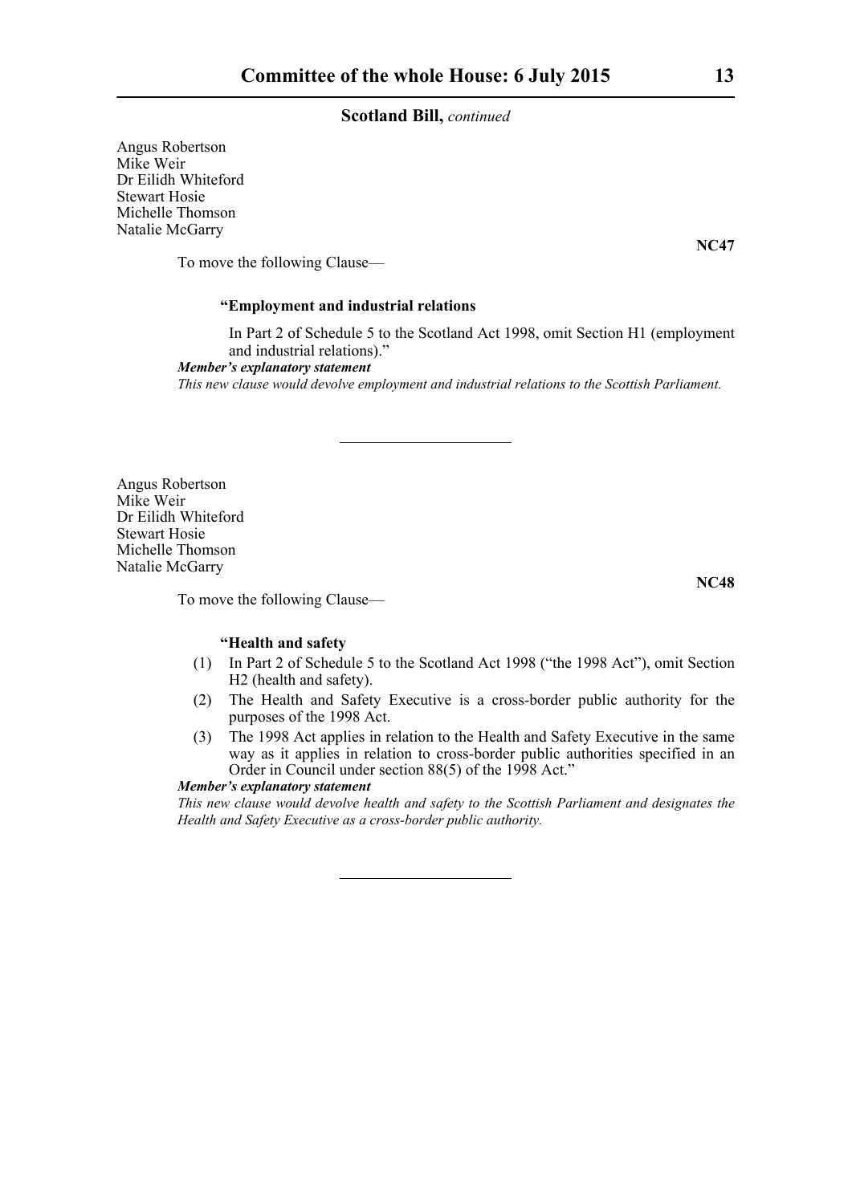**Scotland Bill,** *continued*

Angus Robertson
Mike Weir
Dr Eilidh Whiteford
Stewart Hosie
Michelle Thomson
Natalie McGarry

**NC47**

To move the following Clause—

**"Employment and industrial relations**

In Part 2 of Schedule 5 to the Scotland Act 1998, omit Section H1 (employment and industrial relations)."

***Member's explanatory statement***

*This new clause would devolve employment and industrial relations to the Scottish Parliament.*

---

Angus Robertson
Mike Weir
Dr Eilidh Whiteford
Stewart Hosie
Michelle Thomson
Natalie McGarry

**NC48**

To move the following Clause—

**"Health and safety**

(1) In Part 2 of Schedule 5 to the Scotland Act 1998 ("the 1998 Act"), omit Section H2 (health and safety).

(2) The Health and Safety Executive is a cross-border public authority for the purposes of the 1998 Act.

(3) The 1998 Act applies in relation to the Health and Safety Executive in the same way as it applies in relation to cross-border public authorities specified in an Order in Council under section 88(5) of the 1998 Act."

***Member's explanatory statement***

*This new clause would devolve health and safety to the Scottish Parliament and designates the Health and Safety Executive as a cross-border public authority.*

---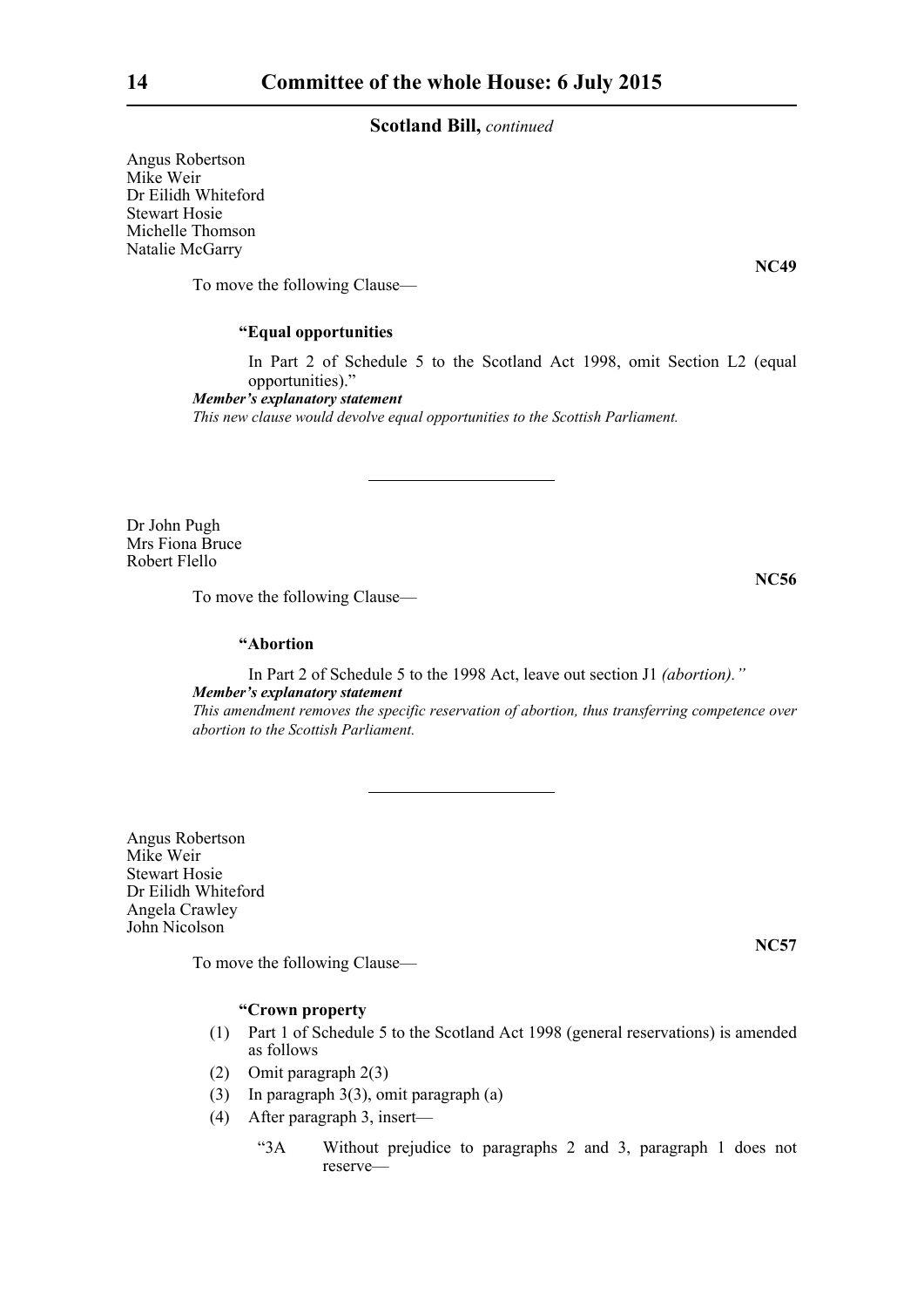Angus Robertson
Mike Weir
Dr Eilidh Whiteford
Stewart Hosie
Michelle Thomson
Natalie McGarry

**NC49**

To move the following Clause—

**"Equal opportunities**

In Part 2 of Schedule 5 to the Scotland Act 1998, omit Section L2 (equal opportunities)."

***Member's explanatory statement***

*This new clause would devolve equal opportunities to the Scottish Parliament.*

---

Dr John Pugh
Mrs Fiona Bruce
Robert Flello

**NC56**

To move the following Clause—

**"Abortion**

In Part 2 of Schedule 5 to the 1998 Act, leave out section J1 *(abortion)."*

***Member's explanatory statement***

*This amendment removes the specific reservation of abortion, thus transferring competence over abortion to the Scottish Parliament.*

---

Angus Robertson
Mike Weir
Stewart Hosie
Dr Eilidh Whiteford
Angela Crawley
John Nicolson

**NC57**

To move the following Clause—

**"Crown property**

(1) Part 1 of Schedule 5 to the Scotland Act 1998 (general reservations) is amended as follows

(2) Omit paragraph 2(3)

(3) In paragraph 3(3), omit paragraph (a)

(4) After paragraph 3, insert—

"3A Without prejudice to paragraphs 2 and 3, paragraph 1 does not reserve—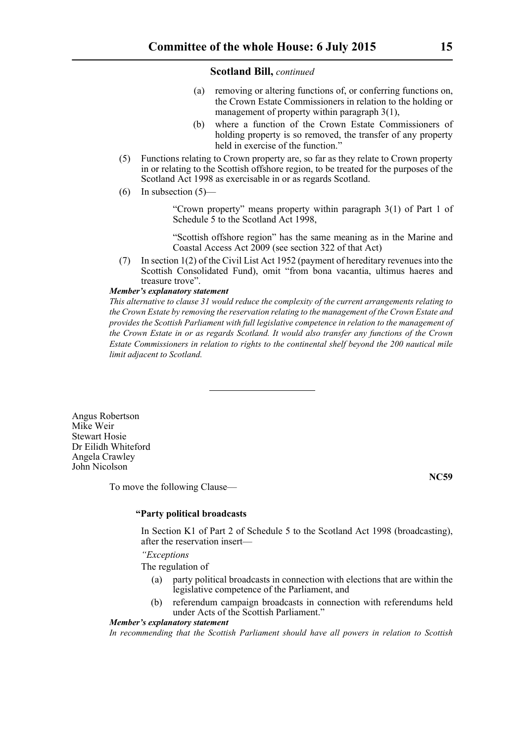**Scotland Bill,** *continued*

(a) removing or altering functions of, or conferring functions on, the Crown Estate Commissioners in relation to the holding or management of property within paragraph 3(1),

(b) where a function of the Crown Estate Commissioners of holding property is so removed, the transfer of any property held in exercise of the function."

(5) Functions relating to Crown property are, so far as they relate to Crown property in or relating to the Scottish offshore region, to be treated for the purposes of the Scotland Act 1998 as exercisable in or as regards Scotland.

(6) In subsection (5)—

"Crown property" means property within paragraph 3(1) of Part 1 of Schedule 5 to the Scotland Act 1998,

"Scottish offshore region" has the same meaning as in the Marine and Coastal Access Act 2009 (see section 322 of that Act)

(7) In section 1(2) of the Civil List Act 1952 (payment of hereditary revenues into the Scottish Consolidated Fund), omit "from bona vacantia, ultimus haeres and treasure trove".

***Member's explanatory statement***

*This alternative to clause 31 would reduce the complexity of the current arrangements relating to the Crown Estate by removing the reservation relating to the management of the Crown Estate and provides the Scottish Parliament with full legislative competence in relation to the management of the Crown Estate in or as regards Scotland. It would also transfer any functions of the Crown Estate Commissioners in relation to rights to the continental shelf beyond the 200 nautical mile limit adjacent to Scotland.*

---

Angus Robertson
Mike Weir
Stewart Hosie
Dr Eilidh Whiteford
Angela Crawley
John Nicolson

**NC59**

To move the following Clause—

**"Party political broadcasts**

In Section K1 of Part 2 of Schedule 5 to the Scotland Act 1998 (broadcasting), after the reservation insert—

*"Exceptions*

The regulation of

(a) party political broadcasts in connection with elections that are within the legislative competence of the Parliament, and

(b) referendum campaign broadcasts in connection with referendums held under Acts of the Scottish Parliament."

***Member's explanatory statement***

*In recommending that the Scottish Parliament should have all powers in relation to Scottish*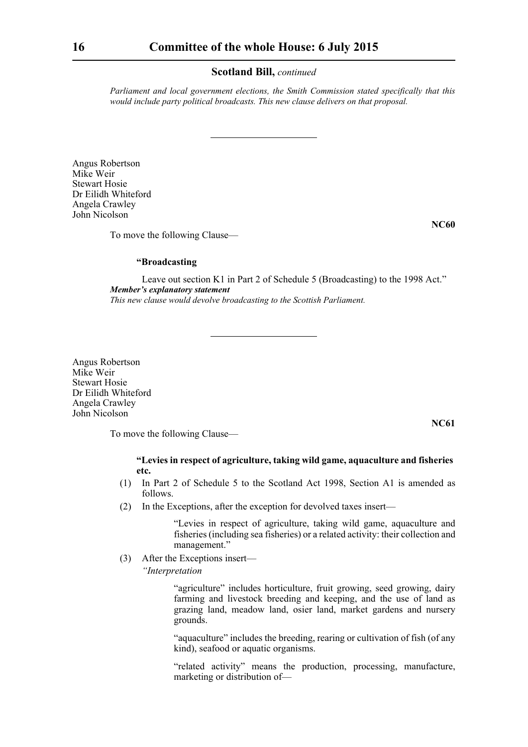**Scotland Bill,** *continued*

*Parliament and local government elections, the Smith Commission stated specifically that this would include party political broadcasts. This new clause delivers on that proposal.*

---

Angus Robertson
Mike Weir
Stewart Hosie
Dr Eilidh Whiteford
Angela Crawley
John Nicolson

**NC60**

To move the following Clause—

**"Broadcasting**

Leave out section K1 in Part 2 of Schedule 5 (Broadcasting) to the 1998 Act."

***Member's explanatory statement***

*This new clause would devolve broadcasting to the Scottish Parliament.*

---

Angus Robertson
Mike Weir
Stewart Hosie
Dr Eilidh Whiteford
Angela Crawley
John Nicolson

**NC61**

To move the following Clause—

**"Levies in respect of agriculture, taking wild game, aquaculture and fisheries etc.**

(1) In Part 2 of Schedule 5 to the Scotland Act 1998, Section A1 is amended as follows.

(2) In the Exceptions, after the exception for devolved taxes insert—

"Levies in respect of agriculture, taking wild game, aquaculture and fisheries (including sea fisheries) or a related activity: their collection and management."

(3) After the Exceptions insert—

*"Interpretation*

"agriculture" includes horticulture, fruit growing, seed growing, dairy farming and livestock breeding and keeping, and the use of land as grazing land, meadow land, osier land, market gardens and nursery grounds.

"aquaculture" includes the breeding, rearing or cultivation of fish (of any kind), seafood or aquatic organisms.

"related activity" means the production, processing, manufacture, marketing or distribution of—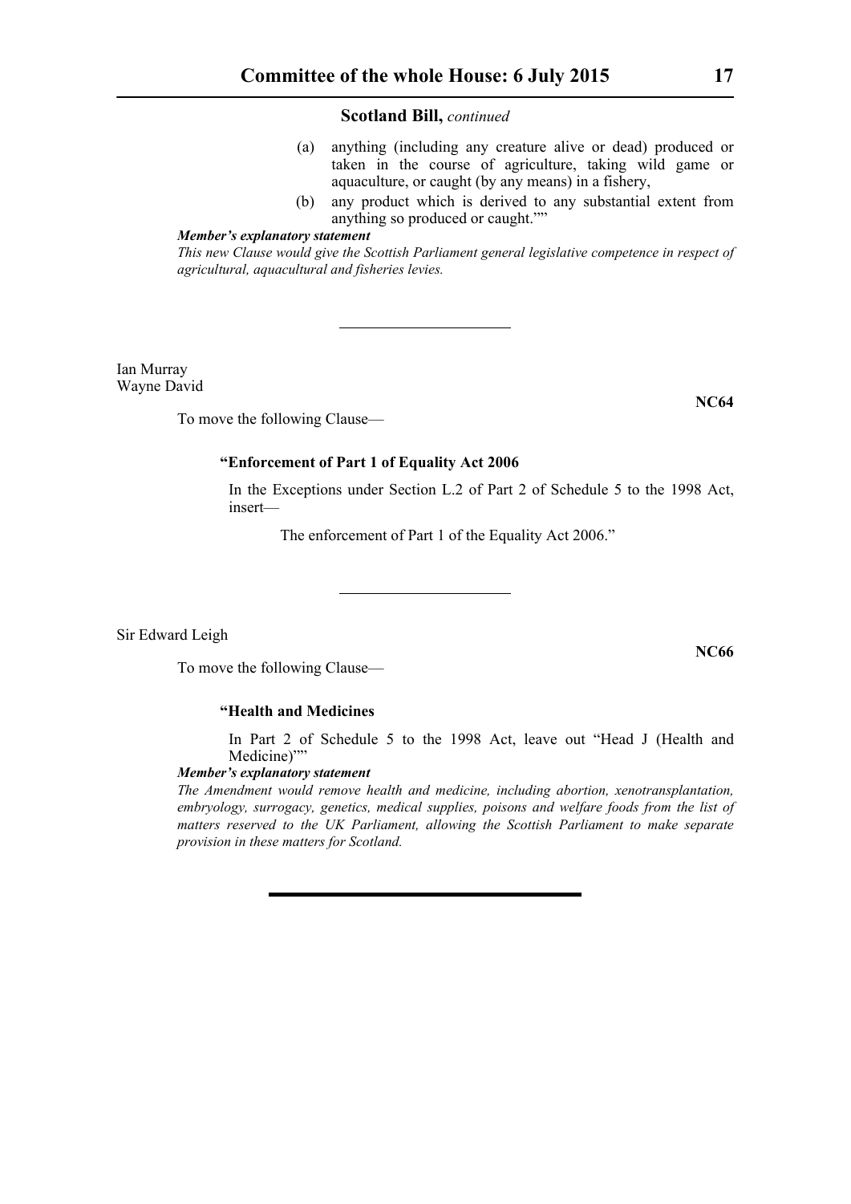(a) anything (including any creature alive or dead) produced or taken in the course of agriculture, taking wild game or aquaculture, or caught (by any means) in a fishery,

(b) any product which is derived to any substantial extent from anything so produced or caught.""

***Member's explanatory statement***

*This new Clause would give the Scottish Parliament general legislative competence in respect of agricultural, aquacultural and fisheries levies.*

---

Ian Murray
Wayne David

**NC64**

To move the following Clause—

**"Enforcement of Part 1 of Equality Act 2006**

In the Exceptions under Section L.2 of Part 2 of Schedule 5 to the 1998 Act, insert—

The enforcement of Part 1 of the Equality Act 2006."

---

Sir Edward Leigh

**NC66**

To move the following Clause—

**"Health and Medicines**

In Part 2 of Schedule 5 to the 1998 Act, leave out "Head J (Health and Medicine)""

***Member's explanatory statement***

*The Amendment would remove health and medicine, including abortion, xenotransplantation, embryology, surrogacy, genetics, medical supplies, poisons and welfare foods from the list of matters reserved to the UK Parliament, allowing the Scottish Parliament to make separate provision in these matters for Scotland.*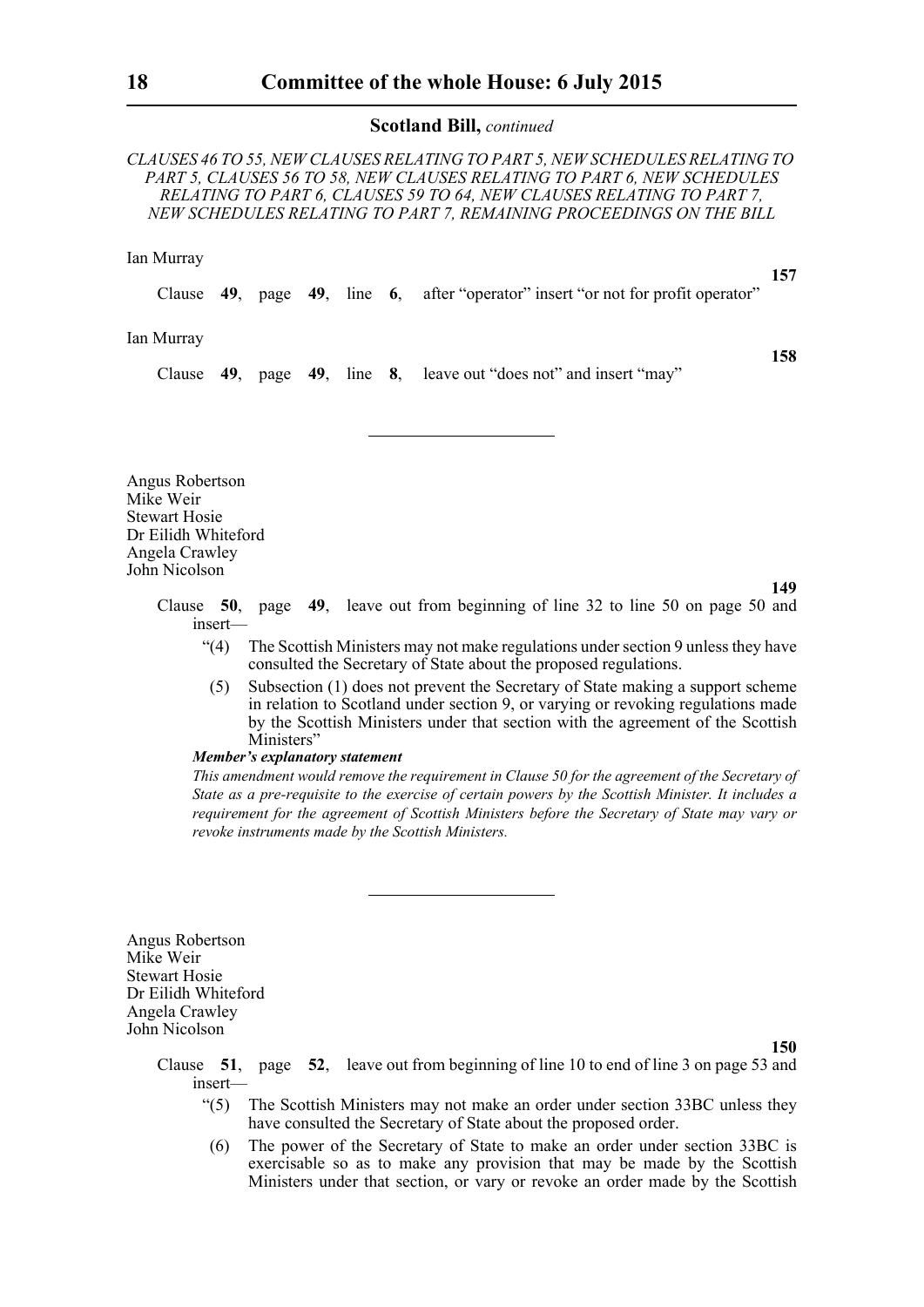**Scotland Bill,** *continued*

*CLAUSES 46 TO 55, NEW CLAUSES RELATING TO PART 5, NEW SCHEDULES RELATING TO PART 5, CLAUSES 56 TO 58, NEW CLAUSES RELATING TO PART 6, NEW SCHEDULES RELATING TO PART 6, CLAUSES 59 TO 64, NEW CLAUSES RELATING TO PART 7, NEW SCHEDULES RELATING TO PART 7, REMAINING PROCEEDINGS ON THE BILL*

Ian Murray

**157**

Clause **49**, page **49**, line **6**, after "operator" insert "or not for profit operator"

Ian Murray

**158**

Clause **49**, page **49**, line **8**, leave out "does not" and insert "may"

---

Angus Robertson
Mike Weir
Stewart Hosie
Dr Eilidh Whiteford
Angela Crawley
John Nicolson

**149**

Clause **50**, page **49**, leave out from beginning of line 32 to line 50 on page 50 and insert—

"(4) The Scottish Ministers may not make regulations under section 9 unless they have consulted the Secretary of State about the proposed regulations.

(5) Subsection (1) does not prevent the Secretary of State making a support scheme in relation to Scotland under section 9, or varying or revoking regulations made by the Scottish Ministers under that section with the agreement of the Scottish Ministers"

***Member's explanatory statement***

*This amendment would remove the requirement in Clause 50 for the agreement of the Secretary of State as a pre-requisite to the exercise of certain powers by the Scottish Minister. It includes a requirement for the agreement of Scottish Ministers before the Secretary of State may vary or revoke instruments made by the Scottish Ministers.*

---

Angus Robertson
Mike Weir
Stewart Hosie
Dr Eilidh Whiteford
Angela Crawley
John Nicolson

**150**

Clause **51**, page **52**, leave out from beginning of line 10 to end of line 3 on page 53 and insert—

"(5) The Scottish Ministers may not make an order under section 33BC unless they have consulted the Secretary of State about the proposed order.

(6) The power of the Secretary of State to make an order under section 33BC is exercisable so as to make any provision that may be made by the Scottish Ministers under that section, or vary or revoke an order made by the Scottish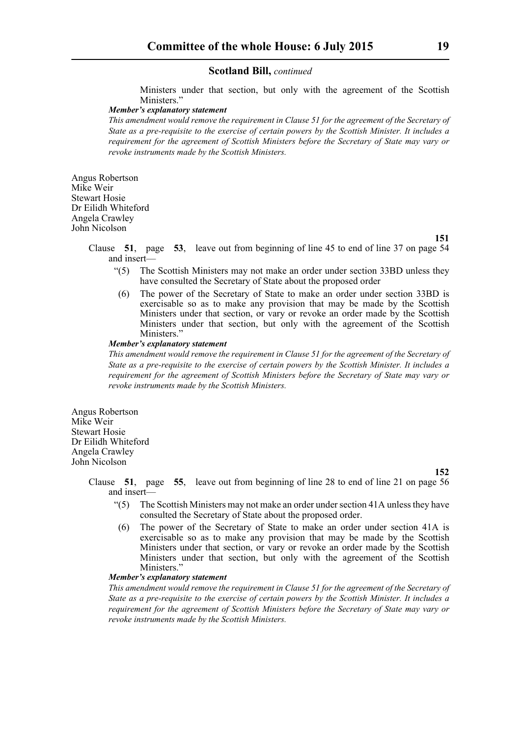Ministers under that section, but only with the agreement of the Scottish Ministers."

***Member's explanatory statement***

*This amendment would remove the requirement in Clause 51 for the agreement of the Secretary of State as a pre-requisite to the exercise of certain powers by the Scottish Minister. It includes a requirement for the agreement of Scottish Ministers before the Secretary of State may vary or revoke instruments made by the Scottish Ministers.*

Angus Robertson
Mike Weir
Stewart Hosie
Dr Eilidh Whiteford
Angela Crawley
John Nicolson

**151**

Clause **51**, page **53**, leave out from beginning of line 45 to end of line 37 on page 54 and insert—

"(5) The Scottish Ministers may not make an order under section 33BD unless they have consulted the Secretary of State about the proposed order

(6) The power of the Secretary of State to make an order under section 33BD is exercisable so as to make any provision that may be made by the Scottish Ministers under that section, or vary or revoke an order made by the Scottish Ministers under that section, but only with the agreement of the Scottish Ministers."

***Member's explanatory statement***

*This amendment would remove the requirement in Clause 51 for the agreement of the Secretary of State as a pre-requisite to the exercise of certain powers by the Scottish Minister. It includes a requirement for the agreement of Scottish Ministers before the Secretary of State may vary or revoke instruments made by the Scottish Ministers.*

Angus Robertson
Mike Weir
Stewart Hosie
Dr Eilidh Whiteford
Angela Crawley
John Nicolson

**152**

Clause **51**, page **55**, leave out from beginning of line 28 to end of line 21 on page 56 and insert—

"(5) The Scottish Ministers may not make an order under section 41A unless they have consulted the Secretary of State about the proposed order.

(6) The power of the Secretary of State to make an order under section 41A is exercisable so as to make any provision that may be made by the Scottish Ministers under that section, or vary or revoke an order made by the Scottish Ministers under that section, but only with the agreement of the Scottish Ministers."

***Member's explanatory statement***

*This amendment would remove the requirement in Clause 51 for the agreement of the Secretary of State as a pre-requisite to the exercise of certain powers by the Scottish Minister. It includes a requirement for the agreement of Scottish Ministers before the Secretary of State may vary or revoke instruments made by the Scottish Ministers.*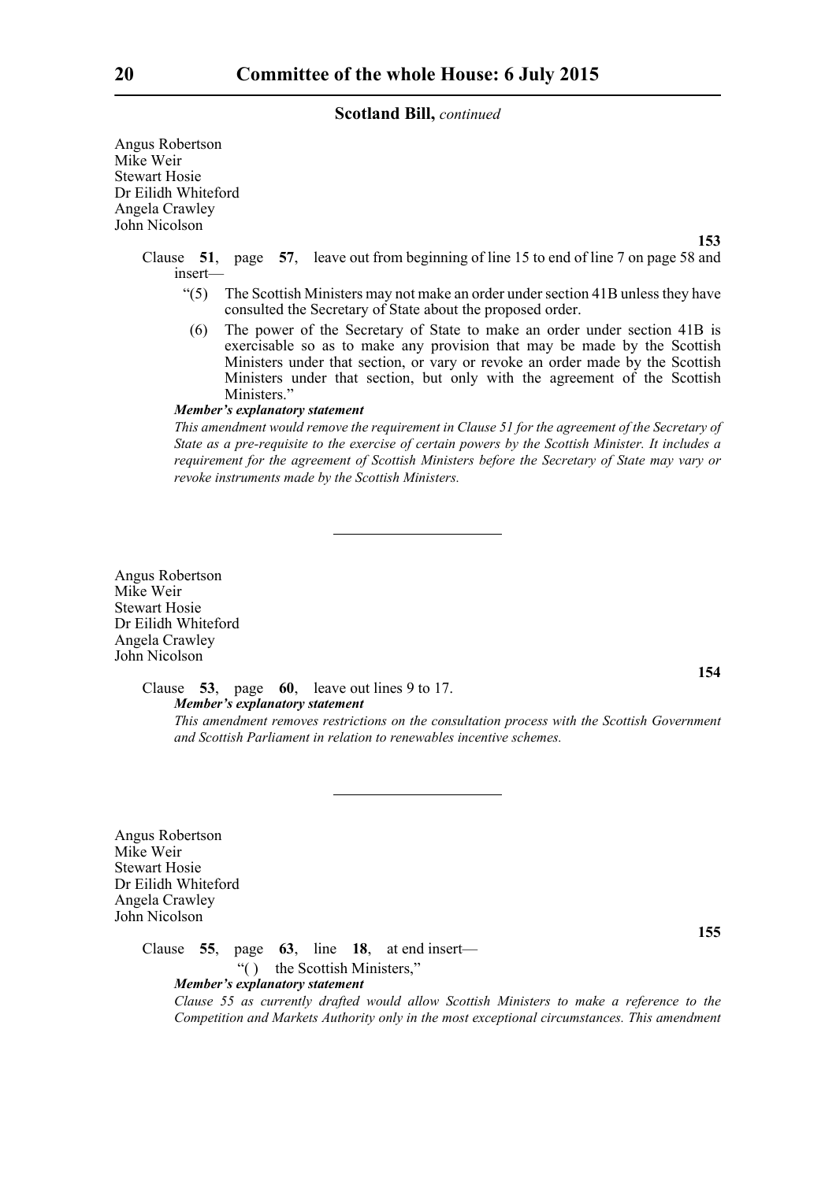**Scotland Bill,** *continued*

Angus Robertson
Mike Weir
Stewart Hosie
Dr Eilidh Whiteford
Angela Crawley
John Nicolson

**153**

Clause **51**, page **57**, leave out from beginning of line 15 to end of line 7 on page 58 and insert—

"(5) The Scottish Ministers may not make an order under section 41B unless they have consulted the Secretary of State about the proposed order.

(6) The power of the Secretary of State to make an order under section 41B is exercisable so as to make any provision that may be made by the Scottish Ministers under that section, or vary or revoke an order made by the Scottish Ministers under that section, but only with the agreement of the Scottish Ministers."

***Member's explanatory statement***

*This amendment would remove the requirement in Clause 51 for the agreement of the Secretary of State as a pre-requisite to the exercise of certain powers by the Scottish Minister. It includes a requirement for the agreement of Scottish Ministers before the Secretary of State may vary or revoke instruments made by the Scottish Ministers.*

---

Angus Robertson
Mike Weir
Stewart Hosie
Dr Eilidh Whiteford
Angela Crawley
John Nicolson

**154**

Clause **53**, page **60**, leave out lines 9 to 17.

***Member's explanatory statement***

*This amendment removes restrictions on the consultation process with the Scottish Government and Scottish Parliament in relation to renewables incentive schemes.*

---

Angus Robertson
Mike Weir
Stewart Hosie
Dr Eilidh Whiteford
Angela Crawley
John Nicolson

**155**

Clause **55**, page **63**, line **18**, at end insert—

"( ) the Scottish Ministers,"

***Member's explanatory statement***

*Clause 55 as currently drafted would allow Scottish Ministers to make a reference to the Competition and Markets Authority only in the most exceptional circumstances. This amendment*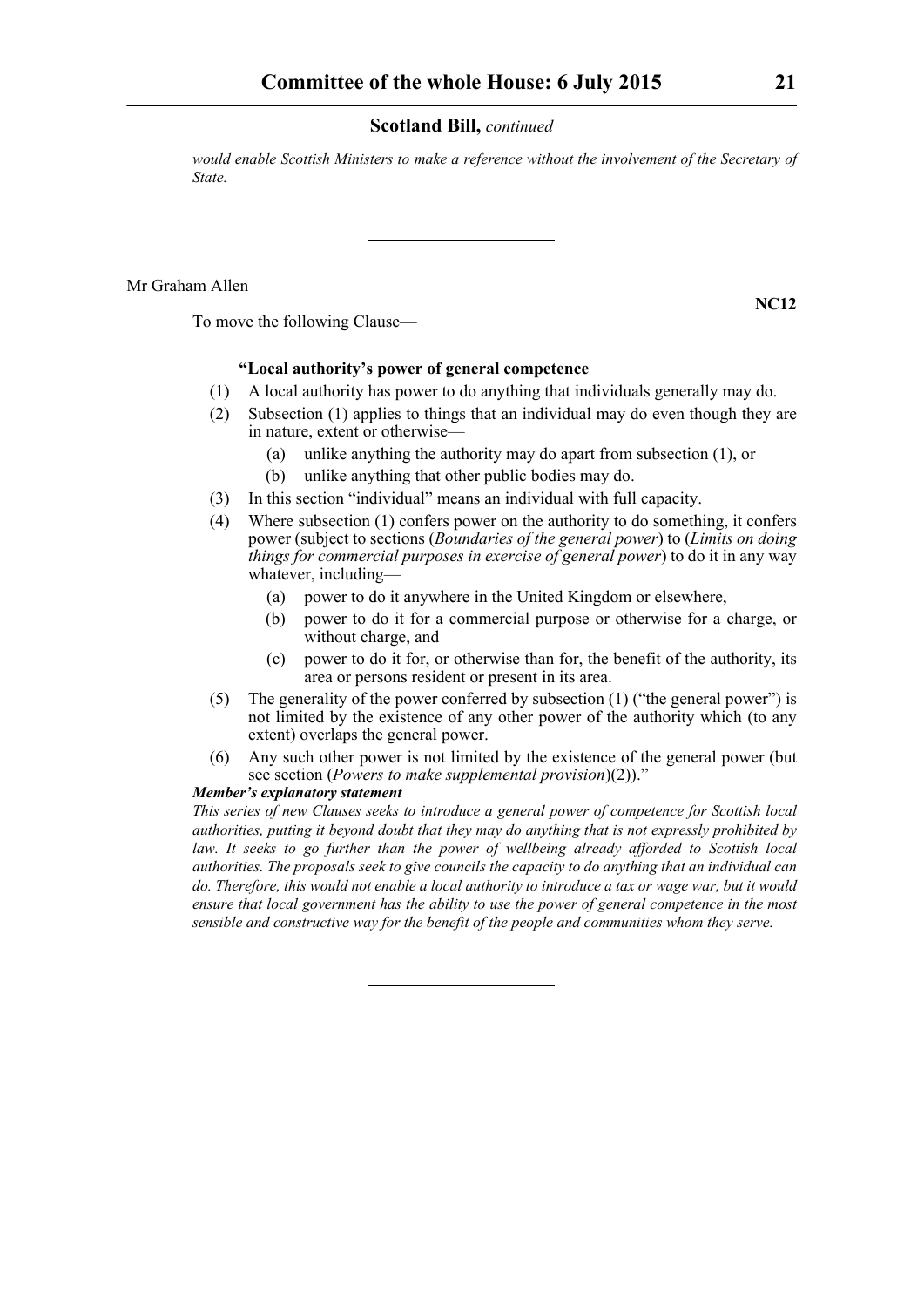*would enable Scottish Ministers to make a reference without the involvement of the Secretary of State.*

---

Mr Graham Allen

**NC12**

To move the following Clause—

**"Local authority's power of general competence**

(1) A local authority has power to do anything that individuals generally may do.

(2) Subsection (1) applies to things that an individual may do even though they are in nature, extent or otherwise—

  (a) unlike anything the authority may do apart from subsection (1), or

  (b) unlike anything that other public bodies may do.

(3) In this section "individual" means an individual with full capacity.

(4) Where subsection (1) confers power on the authority to do something, it confers power (subject to sections (*Boundaries of the general power*) to (*Limits on doing things for commercial purposes in exercise of general power*) to do it in any way whatever, including—

  (a) power to do it anywhere in the United Kingdom or elsewhere,

  (b) power to do it for a commercial purpose or otherwise for a charge, or without charge, and

  (c) power to do it for, or otherwise than for, the benefit of the authority, its area or persons resident or present in its area.

(5) The generality of the power conferred by subsection (1) ("the general power") is not limited by the existence of any other power of the authority which (to any extent) overlaps the general power.

(6) Any such other power is not limited by the existence of the general power (but see section (*Powers to make supplemental provision*)(2))."

***Member's explanatory statement***

*This series of new Clauses seeks to introduce a general power of competence for Scottish local authorities, putting it beyond doubt that they may do anything that is not expressly prohibited by law. It seeks to go further than the power of wellbeing already afforded to Scottish local authorities. The proposals seek to give councils the capacity to do anything that an individual can do. Therefore, this would not enable a local authority to introduce a tax or wage war, but it would ensure that local government has the ability to use the power of general competence in the most sensible and constructive way for the benefit of the people and communities whom they serve.*

---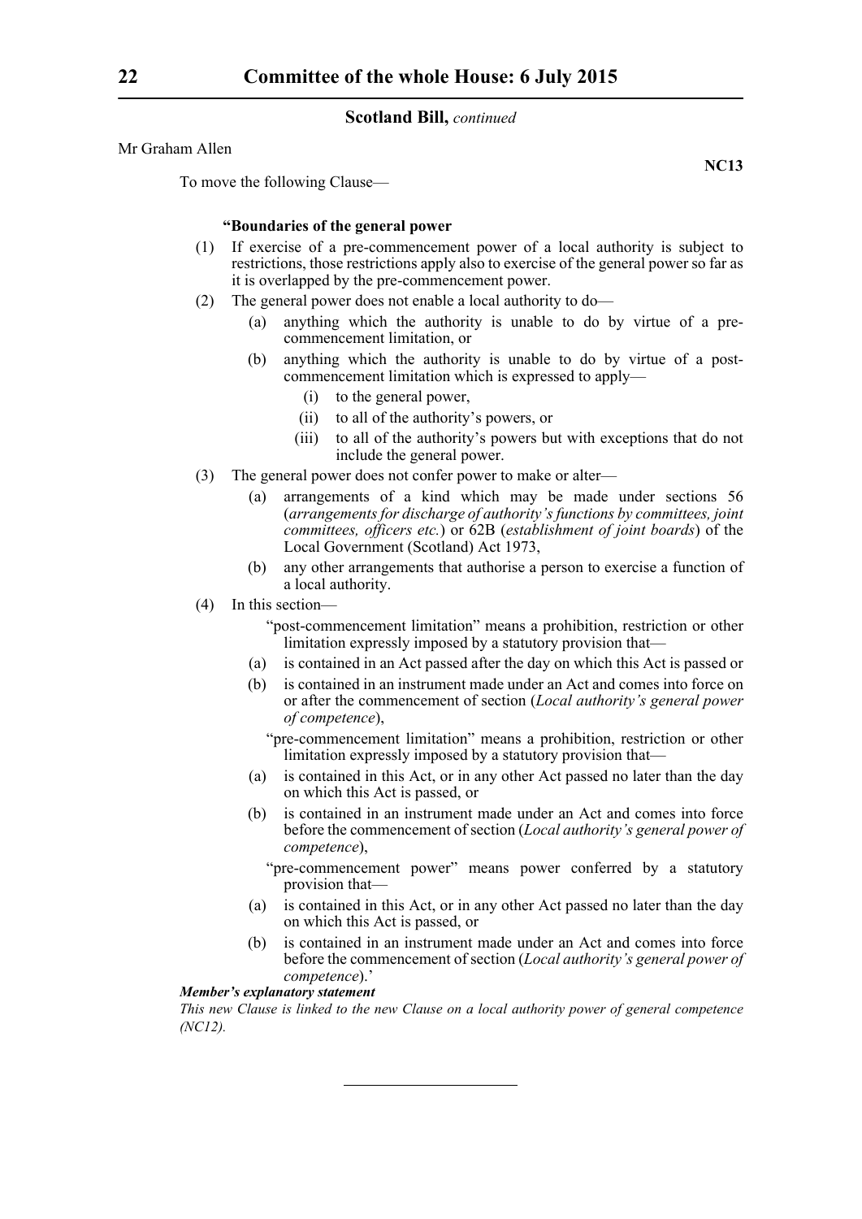**Scotland Bill,** *continued*

Mr Graham Allen

**NC13**

To move the following Clause—

**"Boundaries of the general power**

(1) If exercise of a pre-commencement power of a local authority is subject to restrictions, those restrictions apply also to exercise of the general power so far as it is overlapped by the pre-commencement power.

(2) The general power does not enable a local authority to do—

 (a) anything which the authority is unable to do by virtue of a pre-commencement limitation, or

 (b) anything which the authority is unable to do by virtue of a post-commencement limitation which is expressed to apply—

  (i) to the general power,

  (ii) to all of the authority's powers, or

  (iii) to all of the authority's powers but with exceptions that do not include the general power.

(3) The general power does not confer power to make or alter—

 (a) arrangements of a kind which may be made under sections 56 (*arrangements for discharge of authority's functions by committees, joint committees, officers etc.*) or 62B (*establishment of joint boards*) of the Local Government (Scotland) Act 1973,

 (b) any other arrangements that authorise a person to exercise a function of a local authority.

(4) In this section—

 "post-commencement limitation" means a prohibition, restriction or other limitation expressly imposed by a statutory provision that—

 (a) is contained in an Act passed after the day on which this Act is passed or

 (b) is contained in an instrument made under an Act and comes into force on or after the commencement of section (*Local authority's general power of competence*),

 "pre-commencement limitation" means a prohibition, restriction or other limitation expressly imposed by a statutory provision that—

 (a) is contained in this Act, or in any other Act passed no later than the day on which this Act is passed, or

 (b) is contained in an instrument made under an Act and comes into force before the commencement of section (*Local authority's general power of competence*),

 "pre-commencement power" means power conferred by a statutory provision that—

 (a) is contained in this Act, or in any other Act passed no later than the day on which this Act is passed, or

 (b) is contained in an instrument made under an Act and comes into force before the commencement of section (*Local authority's general power of competence*).'

***Member's explanatory statement***

*This new Clause is linked to the new Clause on a local authority power of general competence (NC12).*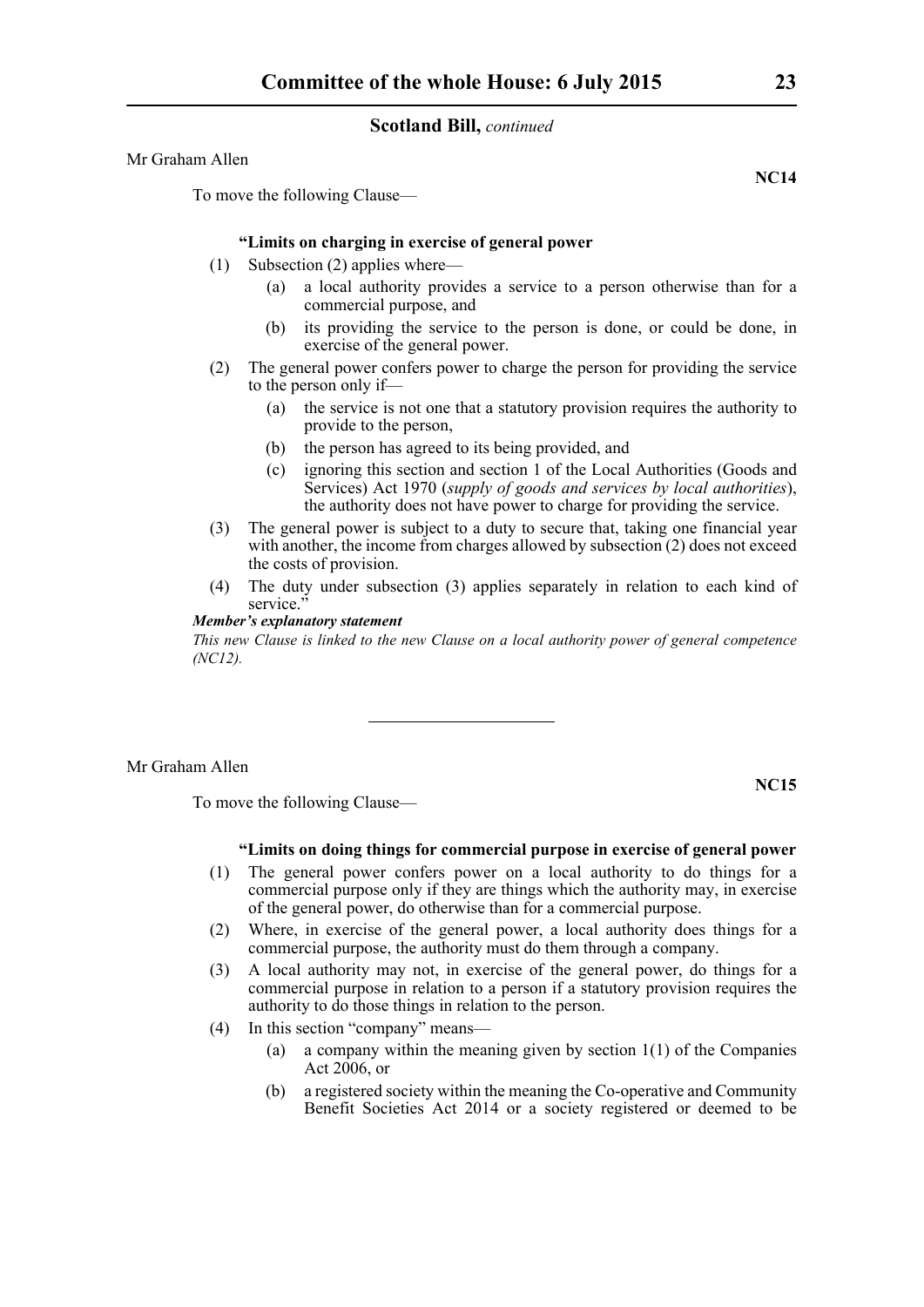Mr Graham Allen

**NC14**

To move the following Clause—

**"Limits on charging in exercise of general power**

(1) Subsection (2) applies where—

   (a) a local authority provides a service to a person otherwise than for a commercial purpose, and

   (b) its providing the service to the person is done, or could be done, in exercise of the general power.

(2) The general power confers power to charge the person for providing the service to the person only if—

   (a) the service is not one that a statutory provision requires the authority to provide to the person,

   (b) the person has agreed to its being provided, and

   (c) ignoring this section and section 1 of the Local Authorities (Goods and Services) Act 1970 (*supply of goods and services by local authorities*), the authority does not have power to charge for providing the service.

(3) The general power is subject to a duty to secure that, taking one financial year with another, the income from charges allowed by subsection (2) does not exceed the costs of provision.

(4) The duty under subsection (3) applies separately in relation to each kind of service."

***Member's explanatory statement***

*This new Clause is linked to the new Clause on a local authority power of general competence (NC12).*

---

Mr Graham Allen

**NC15**

To move the following Clause—

**"Limits on doing things for commercial purpose in exercise of general power**

(1) The general power confers power on a local authority to do things for a commercial purpose only if they are things which the authority may, in exercise of the general power, do otherwise than for a commercial purpose.

(2) Where, in exercise of the general power, a local authority does things for a commercial purpose, the authority must do them through a company.

(3) A local authority may not, in exercise of the general power, do things for a commercial purpose in relation to a person if a statutory provision requires the authority to do those things in relation to the person.

(4) In this section "company" means—

   (a) a company within the meaning given by section 1(1) of the Companies Act 2006, or

   (b) a registered society within the meaning the Co-operative and Community Benefit Societies Act 2014 or a society registered or deemed to be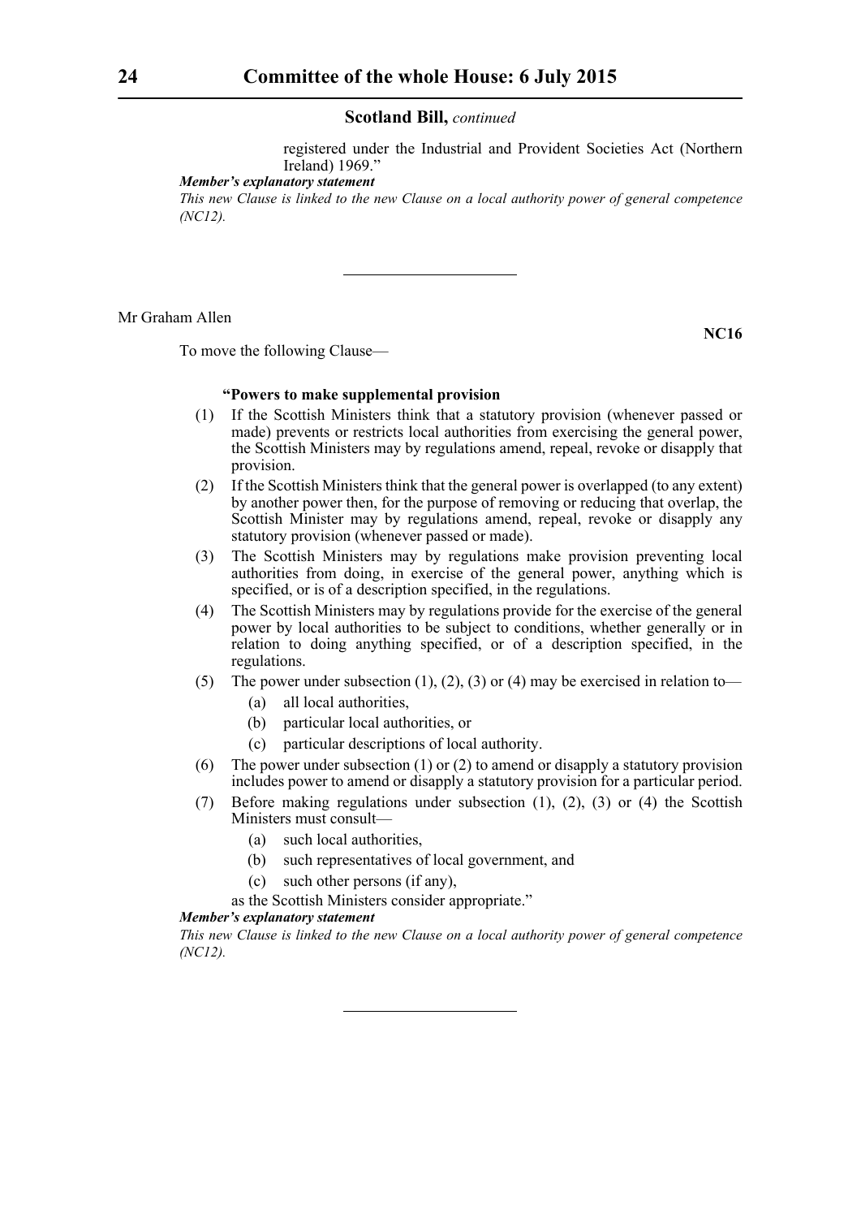**Scotland Bill,** *continued*

registered under the Industrial and Provident Societies Act (Northern Ireland) 1969."

***Member's explanatory statement***

*This new Clause is linked to the new Clause on a local authority power of general competence (NC12).*

---

Mr Graham Allen

**NC16**

To move the following Clause—

**"Powers to make supplemental provision**

(1) If the Scottish Ministers think that a statutory provision (whenever passed or made) prevents or restricts local authorities from exercising the general power, the Scottish Ministers may by regulations amend, repeal, revoke or disapply that provision.

(2) If the Scottish Ministers think that the general power is overlapped (to any extent) by another power then, for the purpose of removing or reducing that overlap, the Scottish Minister may by regulations amend, repeal, revoke or disapply any statutory provision (whenever passed or made).

(3) The Scottish Ministers may by regulations make provision preventing local authorities from doing, in exercise of the general power, anything which is specified, or is of a description specified, in the regulations.

(4) The Scottish Ministers may by regulations provide for the exercise of the general power by local authorities to be subject to conditions, whether generally or in relation to doing anything specified, or of a description specified, in the regulations.

(5) The power under subsection (1), (2), (3) or (4) may be exercised in relation to—

   (a) all local authorities,

   (b) particular local authorities, or

   (c) particular descriptions of local authority.

(6) The power under subsection (1) or (2) to amend or disapply a statutory provision includes power to amend or disapply a statutory provision for a particular period.

(7) Before making regulations under subsection (1), (2), (3) or (4) the Scottish Ministers must consult—

   (a) such local authorities,

   (b) such representatives of local government, and

   (c) such other persons (if any),

as the Scottish Ministers consider appropriate."

***Member's explanatory statement***

*This new Clause is linked to the new Clause on a local authority power of general competence (NC12).*

---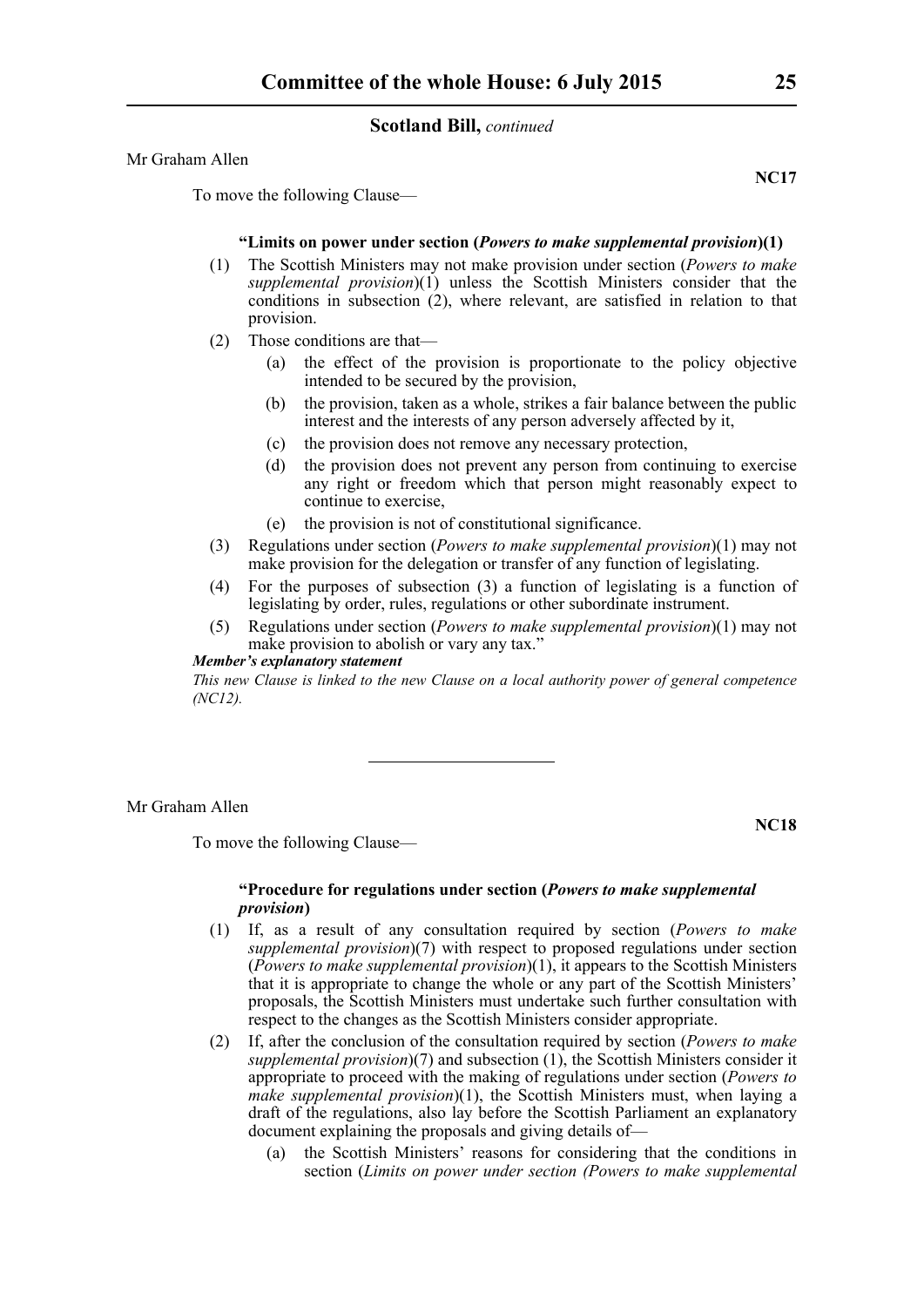**Scotland Bill,** *continued*

Mr Graham Allen

**NC17**

To move the following Clause—

**"Limits on power under section (*Powers to make supplemental provision*)(1)**

(1) The Scottish Ministers may not make provision under section (*Powers to make supplemental provision*)(1) unless the Scottish Ministers consider that the conditions in subsection (2), where relevant, are satisfied in relation to that provision.

(2) Those conditions are that—

 (a) the effect of the provision is proportionate to the policy objective intended to be secured by the provision,

 (b) the provision, taken as a whole, strikes a fair balance between the public interest and the interests of any person adversely affected by it,

 (c) the provision does not remove any necessary protection,

 (d) the provision does not prevent any person from continuing to exercise any right or freedom which that person might reasonably expect to continue to exercise,

 (e) the provision is not of constitutional significance.

(3) Regulations under section (*Powers to make supplemental provision*)(1) may not make provision for the delegation or transfer of any function of legislating.

(4) For the purposes of subsection (3) a function of legislating is a function of legislating by order, rules, regulations or other subordinate instrument.

(5) Regulations under section (*Powers to make supplemental provision*)(1) may not make provision to abolish or vary any tax."

***Member's explanatory statement***

*This new Clause is linked to the new Clause on a local authority power of general competence (NC12).*

---

Mr Graham Allen

**NC18**

To move the following Clause—

**"Procedure for regulations under section (*Powers to make supplemental provision*)**

(1) If, as a result of any consultation required by section (*Powers to make supplemental provision*)(7) with respect to proposed regulations under section (*Powers to make supplemental provision*)(1), it appears to the Scottish Ministers that it is appropriate to change the whole or any part of the Scottish Ministers' proposals, the Scottish Ministers must undertake such further consultation with respect to the changes as the Scottish Ministers consider appropriate.

(2) If, after the conclusion of the consultation required by section (*Powers to make supplemental provision*)(7) and subsection (1), the Scottish Ministers consider it appropriate to proceed with the making of regulations under section (*Powers to make supplemental provision*)(1), the Scottish Ministers must, when laying a draft of the regulations, also lay before the Scottish Parliament an explanatory document explaining the proposals and giving details of—

 (a) the Scottish Ministers' reasons for considering that the conditions in section (*Limits on power under section (Powers to make supplemental*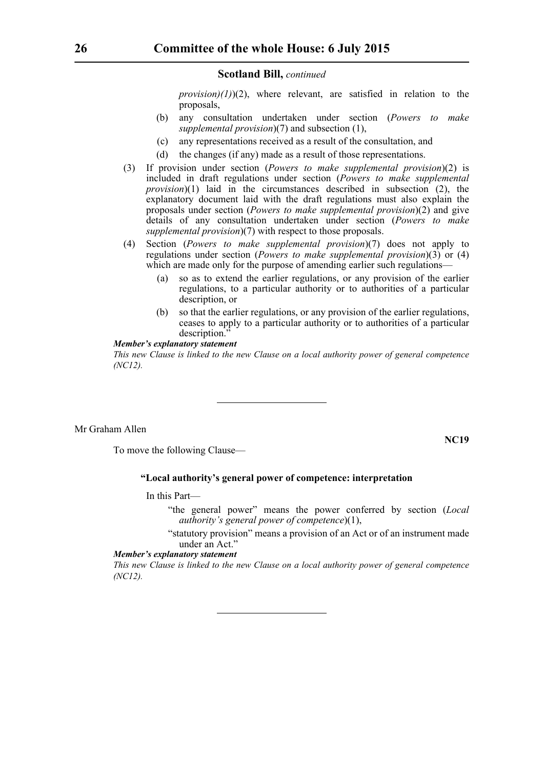*provision)(1)*)(2), where relevant, are satisfied in relation to the proposals,

(b) any consultation undertaken under section (*Powers to make supplemental provision*)(7) and subsection (1),

(c) any representations received as a result of the consultation, and

(d) the changes (if any) made as a result of those representations.

(3) If provision under section (*Powers to make supplemental provision*)(2) is included in draft regulations under section (*Powers to make supplemental provision*)(1) laid in the circumstances described in subsection (2), the explanatory document laid with the draft regulations must also explain the proposals under section (*Powers to make supplemental provision*)(2) and give details of any consultation undertaken under section (*Powers to make supplemental provision*)(7) with respect to those proposals.

(4) Section (*Powers to make supplemental provision*)(7) does not apply to regulations under section (*Powers to make supplemental provision*)(3) or (4) which are made only for the purpose of amending earlier such regulations—

(a) so as to extend the earlier regulations, or any provision of the earlier regulations, to a particular authority or to authorities of a particular description, or

(b) so that the earlier regulations, or any provision of the earlier regulations, ceases to apply to a particular authority or to authorities of a particular description."

***Member's explanatory statement***

*This new Clause is linked to the new Clause on a local authority power of general competence (NC12).*

---

Mr Graham Allen

**NC19**

To move the following Clause—

**"Local authority's general power of competence: interpretation**

In this Part—

"the general power" means the power conferred by section (*Local authority's general power of competence*)(1),

"statutory provision" means a provision of an Act or of an instrument made under an Act."

***Member's explanatory statement***

*This new Clause is linked to the new Clause on a local authority power of general competence (NC12).*

---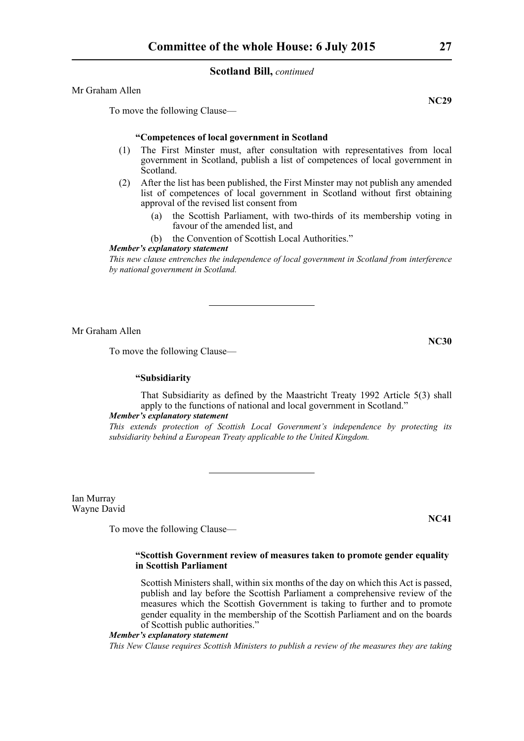**Scotland Bill,** *continued*

Mr Graham Allen

**NC29**

To move the following Clause—

**"Competences of local government in Scotland**

(1) The First Minister must, after consultation with representatives from local government in Scotland, publish a list of competences of local government in Scotland.

(2) After the list has been published, the First Minister may not publish any amended list of competences of local government in Scotland without first obtaining approval of the revised list consent from

(a) the Scottish Parliament, with two-thirds of its membership voting in favour of the amended list, and

(b) the Convention of Scottish Local Authorities."

***Member's explanatory statement***

*This new clause entrenches the independence of local government in Scotland from interference by national government in Scotland.*

---

Mr Graham Allen

**NC30**

To move the following Clause—

**"Subsidiarity**

That Subsidiarity as defined by the Maastricht Treaty 1992 Article 5(3) shall apply to the functions of national and local government in Scotland."

***Member's explanatory statement***

*This extends protection of Scottish Local Government's independence by protecting its subsidiarity behind a European Treaty applicable to the United Kingdom.*

---

Ian Murray
Wayne David

**NC41**

To move the following Clause—

**"Scottish Government review of measures taken to promote gender equality in Scottish Parliament**

Scottish Ministers shall, within six months of the day on which this Act is passed, publish and lay before the Scottish Parliament a comprehensive review of the measures which the Scottish Government is taking to further and to promote gender equality in the membership of the Scottish Parliament and on the boards of Scottish public authorities."

***Member's explanatory statement***

*This New Clause requires Scottish Ministers to publish a review of the measures they are taking*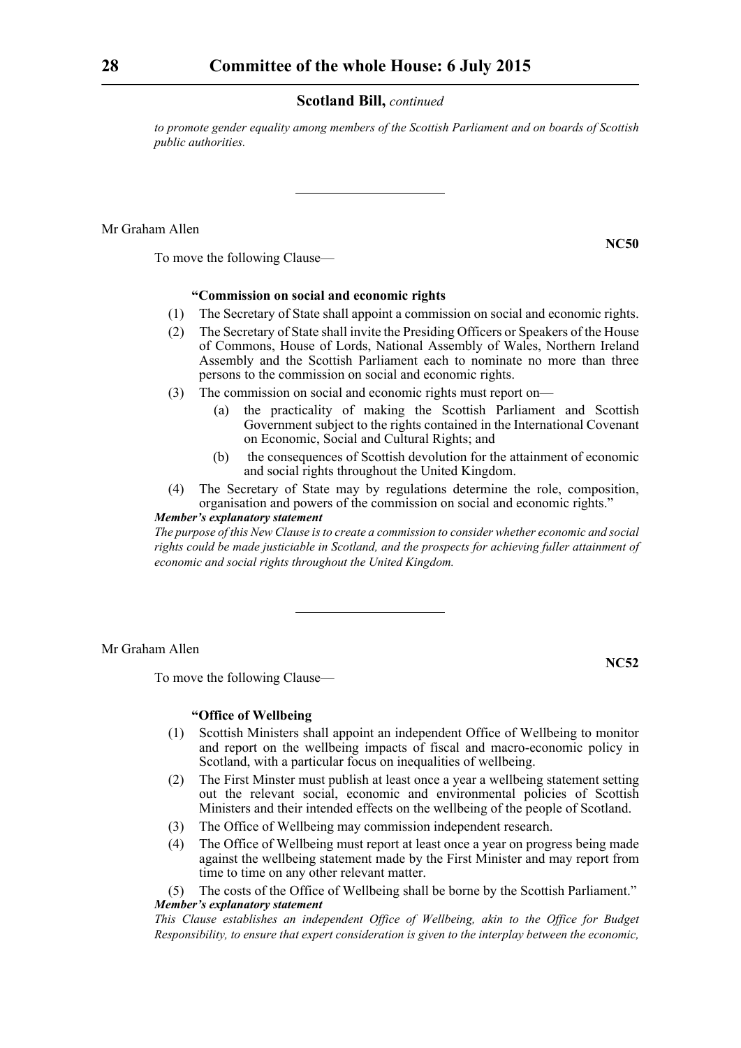*to promote gender equality among members of the Scottish Parliament and on boards of Scottish public authorities.*

---

Mr Graham Allen

**NC50**

To move the following Clause—

**"Commission on social and economic rights**

(1) The Secretary of State shall appoint a commission on social and economic rights.

(2) The Secretary of State shall invite the Presiding Officers or Speakers of the House of Commons, House of Lords, National Assembly of Wales, Northern Ireland Assembly and the Scottish Parliament each to nominate no more than three persons to the commission on social and economic rights.

(3) The commission on social and economic rights must report on—

(a) the practicality of making the Scottish Parliament and Scottish Government subject to the rights contained in the International Covenant on Economic, Social and Cultural Rights; and

(b) the consequences of Scottish devolution for the attainment of economic and social rights throughout the United Kingdom.

(4) The Secretary of State may by regulations determine the role, composition, organisation and powers of the commission on social and economic rights."

***Member's explanatory statement***

*The purpose of this New Clause is to create a commission to consider whether economic and social rights could be made justiciable in Scotland, and the prospects for achieving fuller attainment of economic and social rights throughout the United Kingdom.*

---

Mr Graham Allen

**NC52**

To move the following Clause—

**"Office of Wellbeing**

(1) Scottish Ministers shall appoint an independent Office of Wellbeing to monitor and report on the wellbeing impacts of fiscal and macro-economic policy in Scotland, with a particular focus on inequalities of wellbeing.

(2) The First Minster must publish at least once a year a wellbeing statement setting out the relevant social, economic and environmental policies of Scottish Ministers and their intended effects on the wellbeing of the people of Scotland.

(3) The Office of Wellbeing may commission independent research.

(4) The Office of Wellbeing must report at least once a year on progress being made against the wellbeing statement made by the First Minister and may report from time to time on any other relevant matter.

(5) The costs of the Office of Wellbeing shall be borne by the Scottish Parliament."

***Member's explanatory statement***

*This Clause establishes an independent Office of Wellbeing, akin to the Office for Budget Responsibility, to ensure that expert consideration is given to the interplay between the economic,*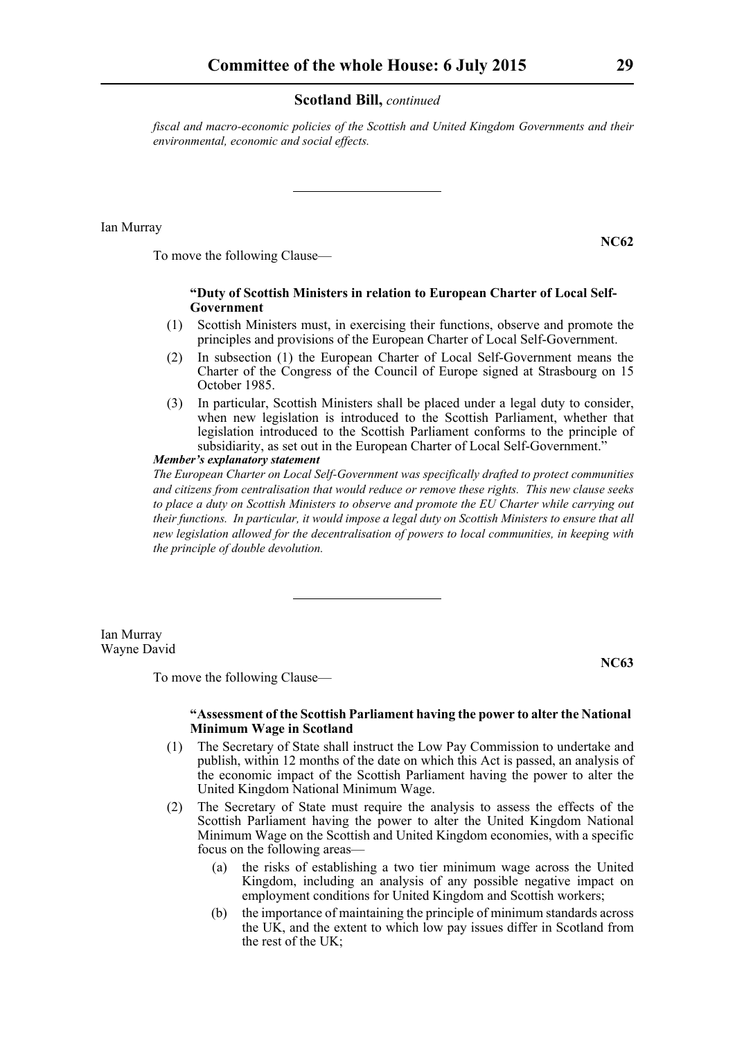*fiscal and macro-economic policies of the Scottish and United Kingdom Governments and their environmental, economic and social effects.*

---

Ian Murray

**NC62**

To move the following Clause—

**"Duty of Scottish Ministers in relation to European Charter of Local Self-Government**

(1) Scottish Ministers must, in exercising their functions, observe and promote the principles and provisions of the European Charter of Local Self-Government.

(2) In subsection (1) the European Charter of Local Self-Government means the Charter of the Congress of the Council of Europe signed at Strasbourg on 15 October 1985.

(3) In particular, Scottish Ministers shall be placed under a legal duty to consider, when new legislation is introduced to the Scottish Parliament, whether that legislation introduced to the Scottish Parliament conforms to the principle of subsidiarity, as set out in the European Charter of Local Self-Government."

***Member's explanatory statement***

*The European Charter on Local Self-Government was specifically drafted to protect communities and citizens from centralisation that would reduce or remove these rights. This new clause seeks to place a duty on Scottish Ministers to observe and promote the EU Charter while carrying out their functions. In particular, it would impose a legal duty on Scottish Ministers to ensure that all new legislation allowed for the decentralisation of powers to local communities, in keeping with the principle of double devolution.*

---

Ian Murray
Wayne David

**NC63**

To move the following Clause—

**"Assessment of the Scottish Parliament having the power to alter the National Minimum Wage in Scotland**

(1) The Secretary of State shall instruct the Low Pay Commission to undertake and publish, within 12 months of the date on which this Act is passed, an analysis of the economic impact of the Scottish Parliament having the power to alter the United Kingdom National Minimum Wage.

(2) The Secretary of State must require the analysis to assess the effects of the Scottish Parliament having the power to alter the United Kingdom National Minimum Wage on the Scottish and United Kingdom economies, with a specific focus on the following areas—

(a) the risks of establishing a two tier minimum wage across the United Kingdom, including an analysis of any possible negative impact on employment conditions for United Kingdom and Scottish workers;

(b) the importance of maintaining the principle of minimum standards across the UK, and the extent to which low pay issues differ in Scotland from the rest of the UK;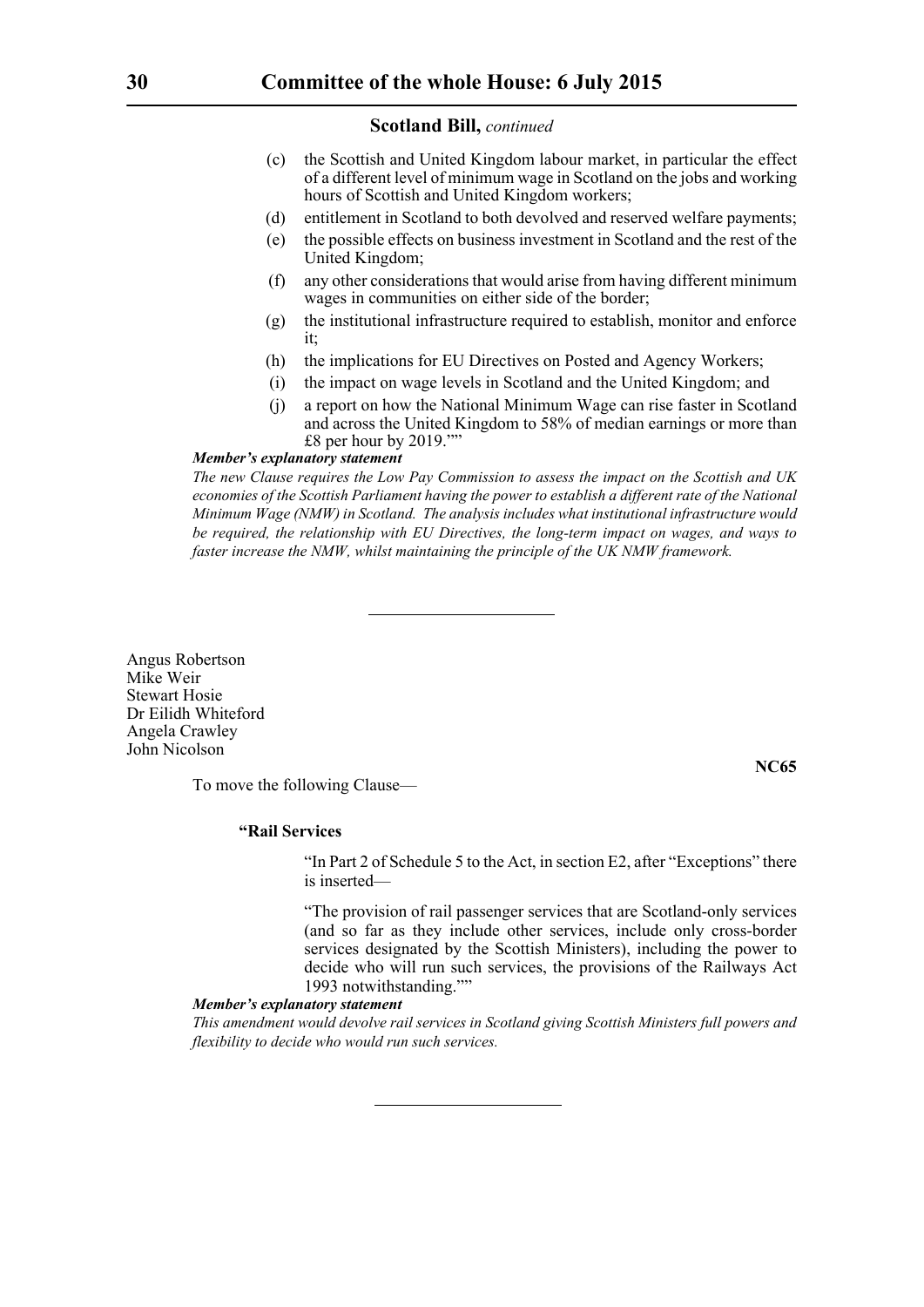(c) the Scottish and United Kingdom labour market, in particular the effect of a different level of minimum wage in Scotland on the jobs and working hours of Scottish and United Kingdom workers;

(d) entitlement in Scotland to both devolved and reserved welfare payments;

(e) the possible effects on business investment in Scotland and the rest of the United Kingdom;

(f) any other considerations that would arise from having different minimum wages in communities on either side of the border;

(g) the institutional infrastructure required to establish, monitor and enforce it;

(h) the implications for EU Directives on Posted and Agency Workers;

(i) the impact on wage levels in Scotland and the United Kingdom; and

(j) a report on how the National Minimum Wage can rise faster in Scotland and across the United Kingdom to 58% of median earnings or more than £8 per hour by 2019.””

***Member's explanatory statement***

*The new Clause requires the Low Pay Commission to assess the impact on the Scottish and UK economies of the Scottish Parliament having the power to establish a different rate of the National Minimum Wage (NMW) in Scotland. The analysis includes what institutional infrastructure would be required, the relationship with EU Directives, the long-term impact on wages, and ways to faster increase the NMW, whilst maintaining the principle of the UK NMW framework.*

---

Angus Robertson
Mike Weir
Stewart Hosie
Dr Eilidh Whiteford
Angela Crawley
John Nicolson

**NC65**

To move the following Clause—

**“Rail Services**

“In Part 2 of Schedule 5 to the Act, in section E2, after “Exceptions” there is inserted—

“The provision of rail passenger services that are Scotland-only services (and so far as they include other services, include only cross-border services designated by the Scottish Ministers), including the power to decide who will run such services, the provisions of the Railways Act 1993 notwithstanding.””

***Member's explanatory statement***

*This amendment would devolve rail services in Scotland giving Scottish Ministers full powers and flexibility to decide who would run such services.*

---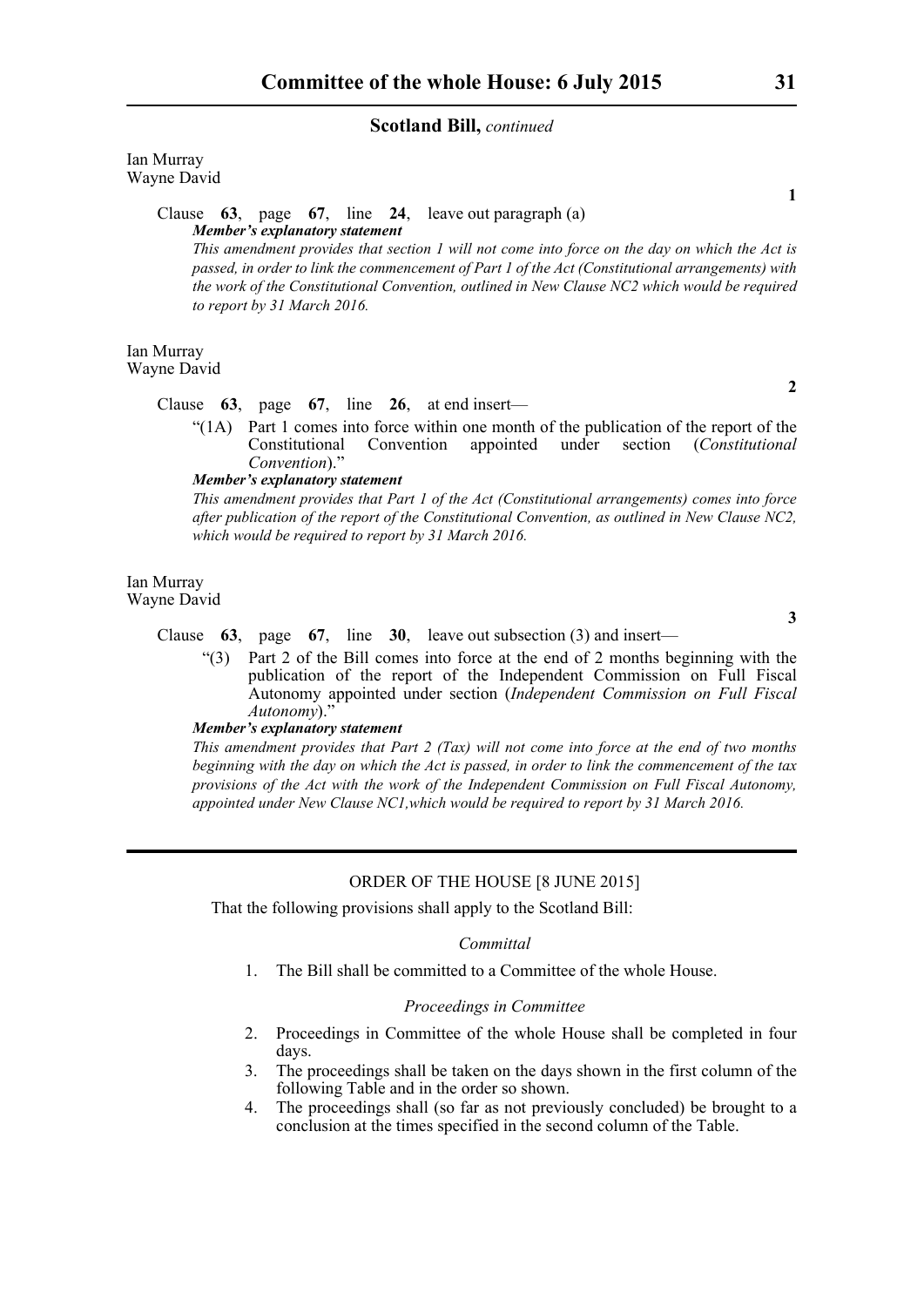**Scotland Bill,** *continued*

Ian Murray
Wayne David

**1**

Clause **63**, page **67**, line **24**, leave out paragraph (a)

***Member's explanatory statement***

*This amendment provides that section 1 will not come into force on the day on which the Act is passed, in order to link the commencement of Part 1 of the Act (Constitutional arrangements) with the work of the Constitutional Convention, outlined in New Clause NC2 which would be required to report by 31 March 2016.*

Ian Murray
Wayne David

**2**

Clause **63**, page **67**, line **26**, at end insert—

"(1A) Part 1 comes into force within one month of the publication of the report of the Constitutional Convention appointed under section (*Constitutional Convention*)."

***Member's explanatory statement***

*This amendment provides that Part 1 of the Act (Constitutional arrangements) comes into force after publication of the report of the Constitutional Convention, as outlined in New Clause NC2, which would be required to report by 31 March 2016.*

Ian Murray
Wayne David

**3**

Clause **63**, page **67**, line **30**, leave out subsection (3) and insert—

"(3) Part 2 of the Bill comes into force at the end of 2 months beginning with the publication of the report of the Independent Commission on Full Fiscal Autonomy appointed under section (*Independent Commission on Full Fiscal Autonomy*)."

***Member's explanatory statement***

*This amendment provides that Part 2 (Tax) will not come into force at the end of two months beginning with the day on which the Act is passed, in order to link the commencement of the tax provisions of the Act with the work of the Independent Commission on Full Fiscal Autonomy, appointed under New Clause NC1,which would be required to report by 31 March 2016.*

---

ORDER OF THE HOUSE [8 JUNE 2015]

That the following provisions shall apply to the Scotland Bill:

*Committal*

1. The Bill shall be committed to a Committee of the whole House.

*Proceedings in Committee*

2. Proceedings in Committee of the whole House shall be completed in four days.
3. The proceedings shall be taken on the days shown in the first column of the following Table and in the order so shown.
4. The proceedings shall (so far as not previously concluded) be brought to a conclusion at the times specified in the second column of the Table.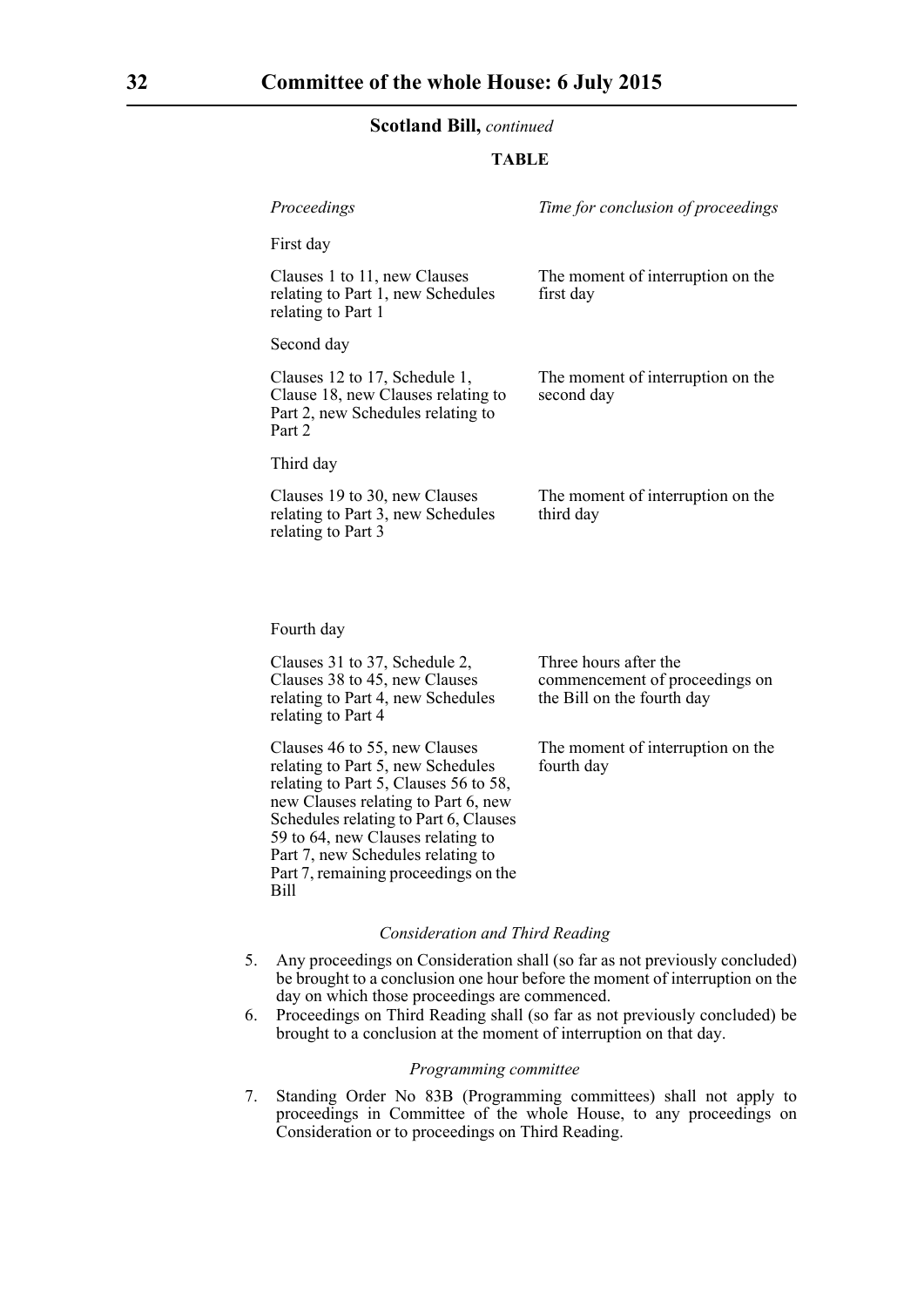**Scotland Bill,** *continued*

**TABLE**

| *Proceedings* | *Time for conclusion of proceedings* |
|---|---|
| First day | |
| Clauses 1 to 11, new Clauses relating to Part 1, new Schedules relating to Part 1 | The moment of interruption on the first day |
| Second day | |
| Clauses 12 to 17, Schedule 1, Clause 18, new Clauses relating to Part 2, new Schedules relating to Part 2 | The moment of interruption on the second day |
| Third day | |
| Clauses 19 to 30, new Clauses relating to Part 3, new Schedules relating to Part 3 | The moment of interruption on the third day |
| Fourth day | |
| Clauses 31 to 37, Schedule 2, Clauses 38 to 45, new Clauses relating to Part 4, new Schedules relating to Part 4 | Three hours after the commencement of proceedings on the Bill on the fourth day |
| Clauses 46 to 55, new Clauses relating to Part 5, new Schedules relating to Part 5, Clauses 56 to 58, new Clauses relating to Part 6, new Schedules relating to Part 6, Clauses 59 to 64, new Clauses relating to Part 7, new Schedules relating to Part 7, remaining proceedings on the Bill | The moment of interruption on the fourth day |

*Consideration and Third Reading*

5. Any proceedings on Consideration shall (so far as not previously concluded) be brought to a conclusion one hour before the moment of interruption on the day on which those proceedings are commenced.
6. Proceedings on Third Reading shall (so far as not previously concluded) be brought to a conclusion at the moment of interruption on that day.

*Programming committee*

7. Standing Order No 83B (Programming committees) shall not apply to proceedings in Committee of the whole House, to any proceedings on Consideration or to proceedings on Third Reading.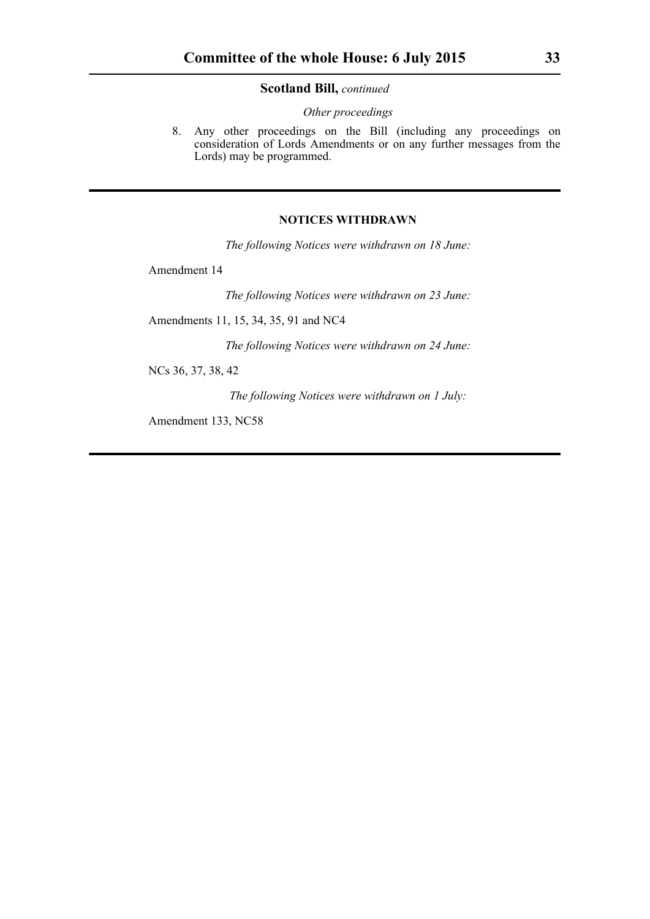**Scotland Bill,** *continued*

*Other proceedings*

8. Any other proceedings on the Bill (including any proceedings on consideration of Lords Amendments or on any further messages from the Lords) may be programmed.

---

**NOTICES WITHDRAWN**

*The following Notices were withdrawn on 18 June:*

Amendment 14

*The following Notices were withdrawn on 23 June:*

Amendments 11, 15, 34, 35, 91 and NC4

*The following Notices were withdrawn on 24 June:*

NCs 36, 37, 38, 42

*The following Notices were withdrawn on 1 July:*

Amendment 133, NC58